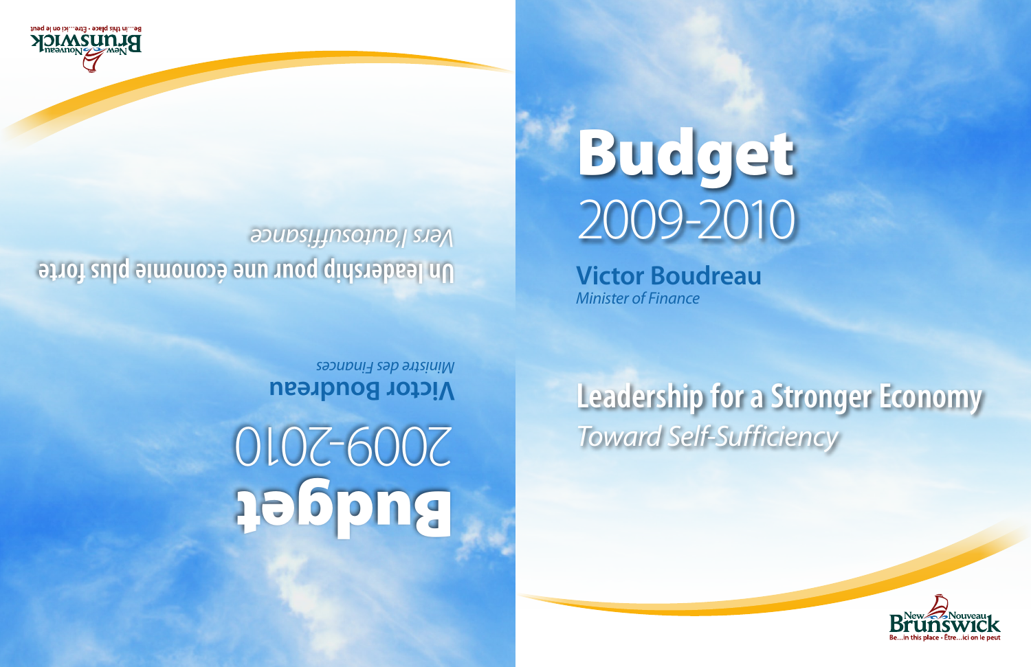# Budget
## 2009-2010

**Victor Boudreau**
*Minister of Finance*

## Leadership for a Stronger Economy
*Toward Self-Sufficiency*

New Brunswick / Nouveau Brunswick
Be...in this place • Être...ici on le peut

# Budget
## 2009-2010

**Victor Boudreau**
*Ministre des Finances*

## Un leadership pour une économie plus forte
*Vers l'autosuffisance*

New Brunswick / Nouveau Brunswick
Be...in this place • Être...ici on le peut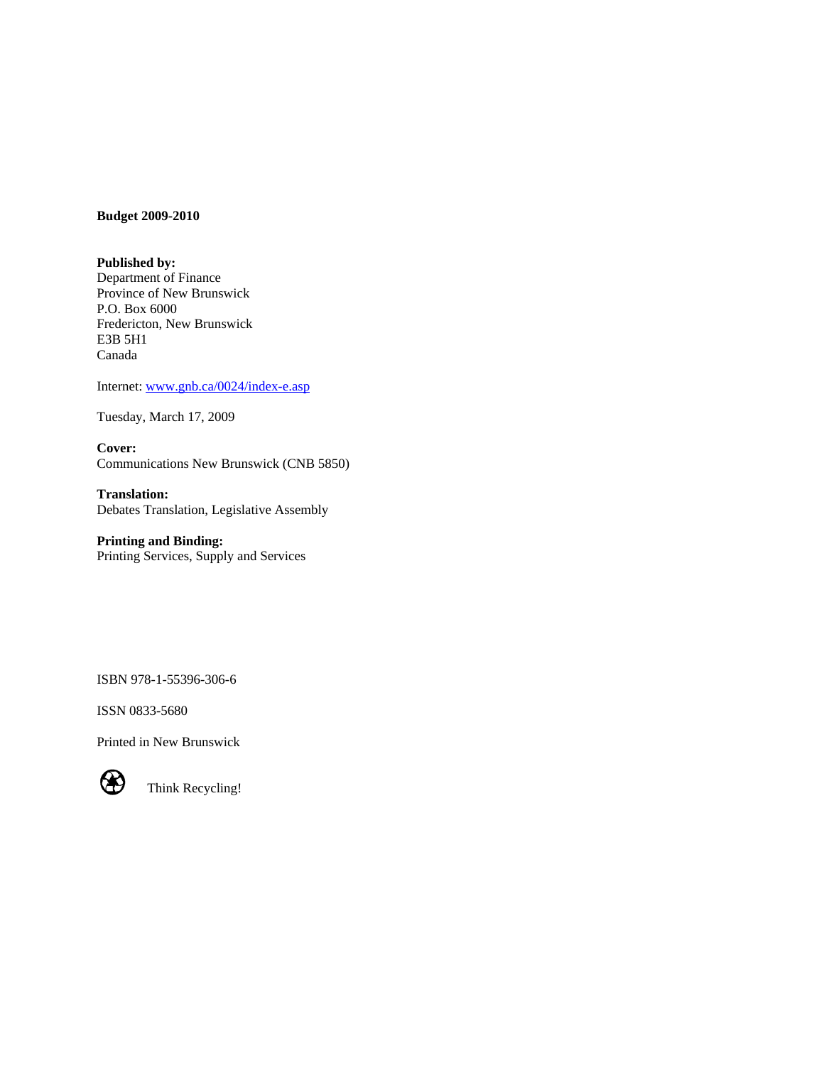**Budget 2009-2010**

**Published by:**
Department of Finance
Province of New Brunswick
P.O. Box 6000
Fredericton, New Brunswick
E3B 5H1
Canada

Internet: www.gnb.ca/0024/index-e.asp

Tuesday, March 17, 2009

**Cover:**
Communications New Brunswick (CNB 5850)

**Translation:**
Debates Translation, Legislative Assembly

**Printing and Binding:**
Printing Services, Supply and Services

ISBN 978-1-55396-306-6

ISSN 0833-5680

Printed in New Brunswick

Think Recycling!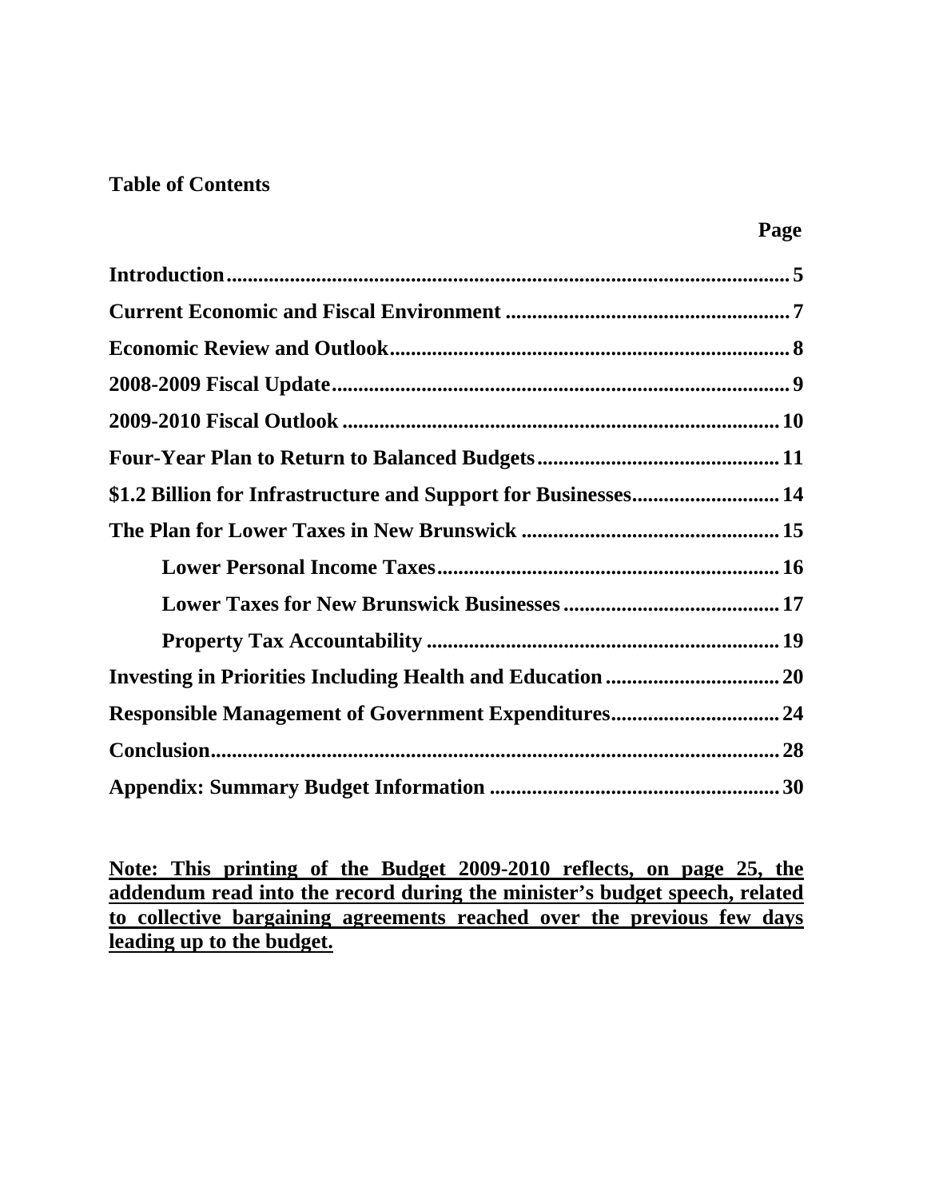## Table of Contents

| | Page |
|---|---|
| **Introduction** | **5** |
| **Current Economic and Fiscal Environment** | **7** |
| **Economic Review and Outlook** | **8** |
| **2008-2009 Fiscal Update** | **9** |
| **2009-2010 Fiscal Outlook** | **10** |
| **Four-Year Plan to Return to Balanced Budgets** | **11** |
| **$1.2 Billion for Infrastructure and Support for Businesses** | **14** |
| **The Plan for Lower Taxes in New Brunswick** | **15** |
| &nbsp;&nbsp;&nbsp;&nbsp;**Lower Personal Income Taxes** | **16** |
| &nbsp;&nbsp;&nbsp;&nbsp;**Lower Taxes for New Brunswick Businesses** | **17** |
| &nbsp;&nbsp;&nbsp;&nbsp;**Property Tax Accountability** | **19** |
| **Investing in Priorities Including Health and Education** | **20** |
| **Responsible Management of Government Expenditures** | **24** |
| **Conclusion** | **28** |
| **Appendix: Summary Budget Information** | **30** |

**Note: This printing of the Budget 2009-2010 reflects, on page 25, the addendum read into the record during the minister's budget speech, related to collective bargaining agreements reached over the previous few days leading up to the budget.**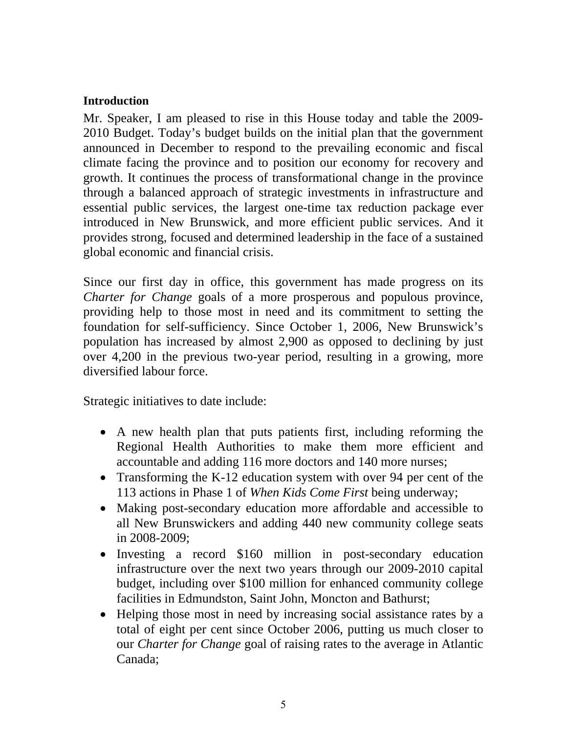## Introduction

Mr. Speaker, I am pleased to rise in this House today and table the 2009-2010 Budget. Today's budget builds on the initial plan that the government announced in December to respond to the prevailing economic and fiscal climate facing the province and to position our economy for recovery and growth. It continues the process of transformational change in the province through a balanced approach of strategic investments in infrastructure and essential public services, the largest one-time tax reduction package ever introduced in New Brunswick, and more efficient public services. And it provides strong, focused and determined leadership in the face of a sustained global economic and financial crisis.

Since our first day in office, this government has made progress on its *Charter for Change* goals of a more prosperous and populous province, providing help to those most in need and its commitment to setting the foundation for self-sufficiency. Since October 1, 2006, New Brunswick's population has increased by almost 2,900 as opposed to declining by just over 4,200 in the previous two-year period, resulting in a growing, more diversified labour force.

Strategic initiatives to date include:

- A new health plan that puts patients first, including reforming the Regional Health Authorities to make them more efficient and accountable and adding 116 more doctors and 140 more nurses;
- Transforming the K-12 education system with over 94 per cent of the 113 actions in Phase 1 of *When Kids Come First* being underway;
- Making post-secondary education more affordable and accessible to all New Brunswickers and adding 440 new community college seats in 2008-2009;
- Investing a record $160 million in post-secondary education infrastructure over the next two years through our 2009-2010 capital budget, including over $100 million for enhanced community college facilities in Edmundston, Saint John, Moncton and Bathurst;
- Helping those most in need by increasing social assistance rates by a total of eight per cent since October 2006, putting us much closer to our *Charter for Change* goal of raising rates to the average in Atlantic Canada;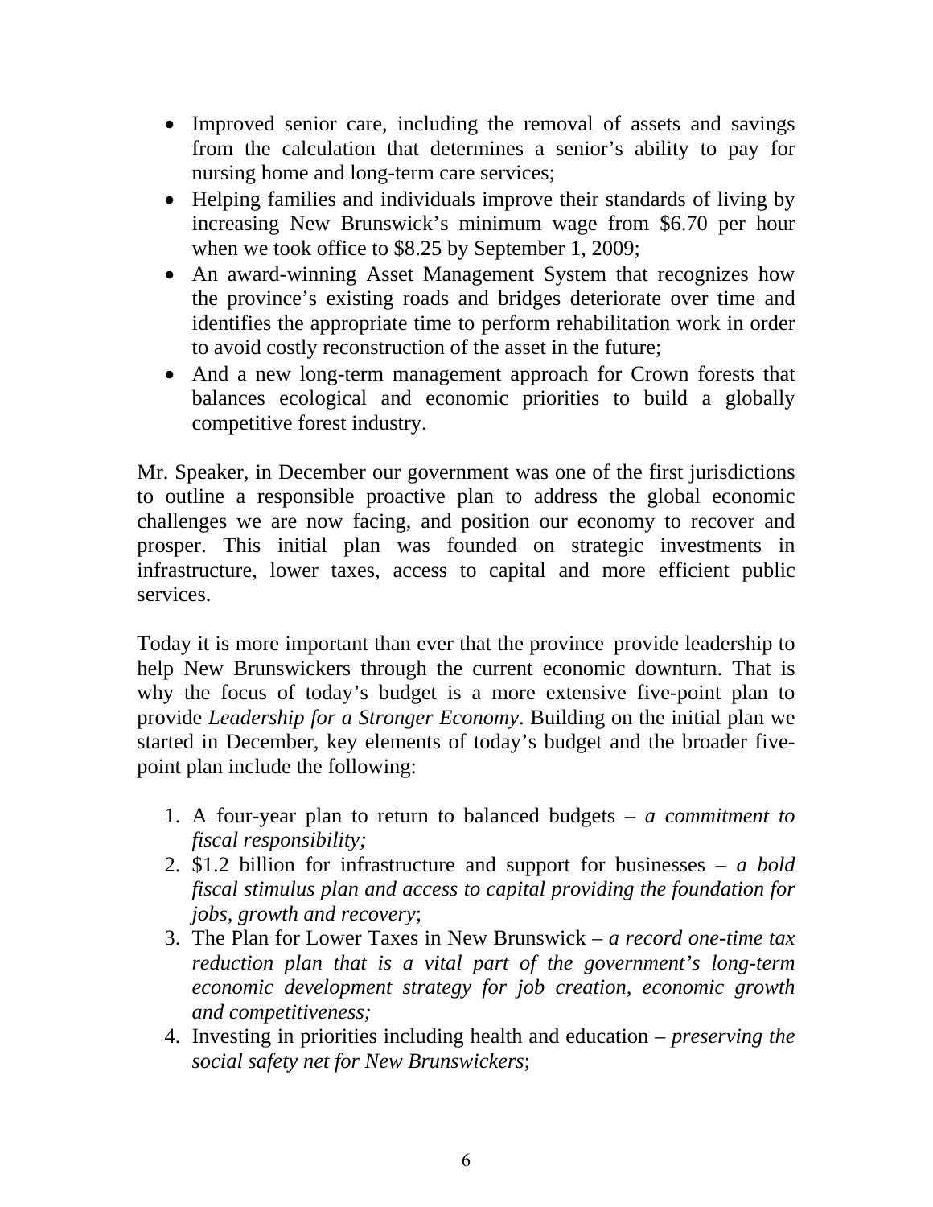- Improved senior care, including the removal of assets and savings from the calculation that determines a senior's ability to pay for nursing home and long-term care services;
- Helping families and individuals improve their standards of living by increasing New Brunswick's minimum wage from $6.70 per hour when we took office to $8.25 by September 1, 2009;
- An award-winning Asset Management System that recognizes how the province's existing roads and bridges deteriorate over time and identifies the appropriate time to perform rehabilitation work in order to avoid costly reconstruction of the asset in the future;
- And a new long-term management approach for Crown forests that balances ecological and economic priorities to build a globally competitive forest industry.

Mr. Speaker, in December our government was one of the first jurisdictions to outline a responsible proactive plan to address the global economic challenges we are now facing, and position our economy to recover and prosper. This initial plan was founded on strategic investments in infrastructure, lower taxes, access to capital and more efficient public services.

Today it is more important than ever that the province provide leadership to help New Brunswickers through the current economic downturn. That is why the focus of today's budget is a more extensive five-point plan to provide *Leadership for a Stronger Economy*. Building on the initial plan we started in December, key elements of today's budget and the broader five-point plan include the following:

1. A four-year plan to return to balanced budgets – *a commitment to fiscal responsibility;*
2. $1.2 billion for infrastructure and support for businesses – *a bold fiscal stimulus plan and access to capital providing the foundation for jobs, growth and recovery*;
3. The Plan for Lower Taxes in New Brunswick – *a record one-time tax reduction plan that is a vital part of the government's long-term economic development strategy for job creation, economic growth and competitiveness;*
4. Investing in priorities including health and education – *preserving the social safety net for New Brunswickers*;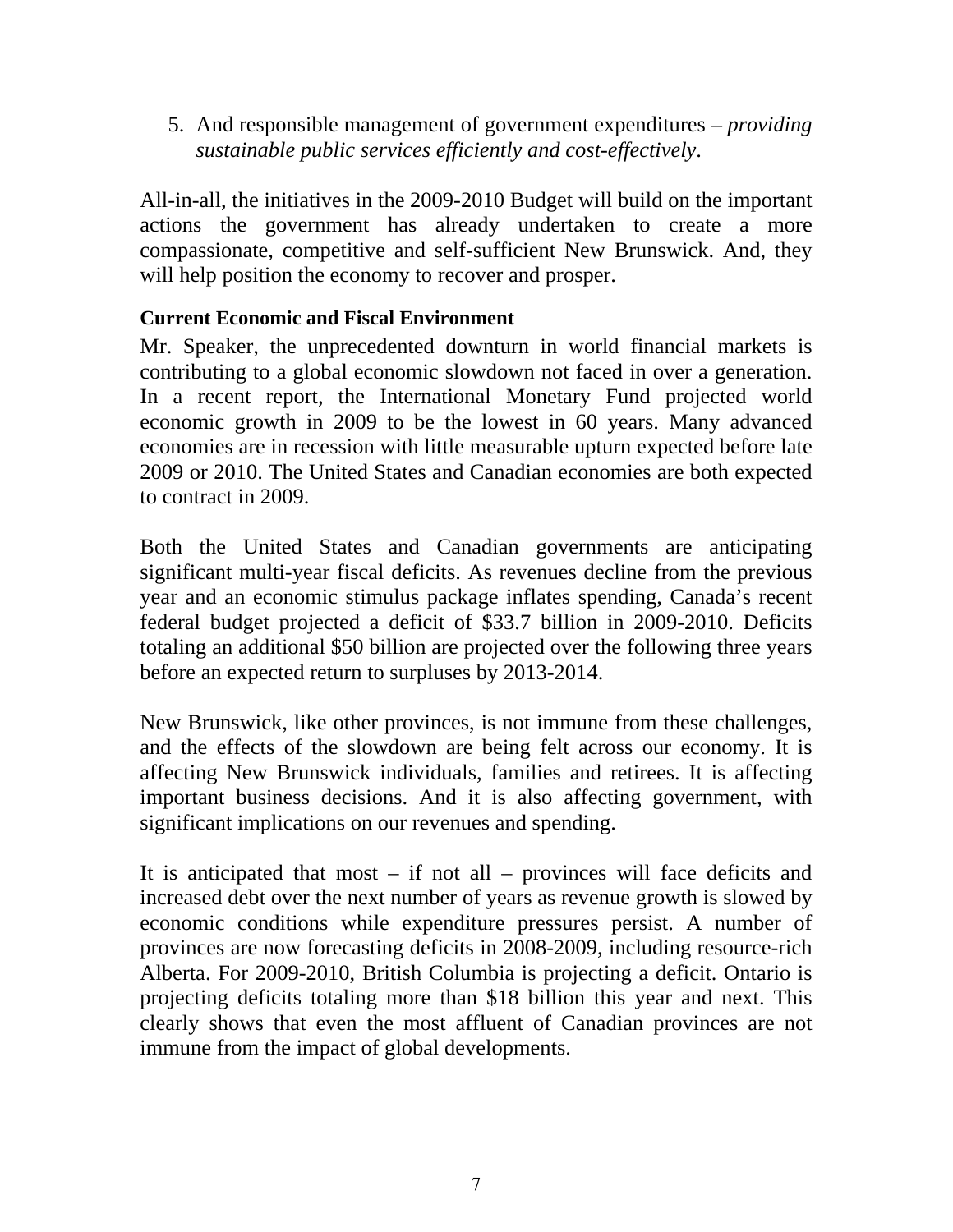5. And responsible management of government expenditures – *providing sustainable public services efficiently and cost-effectively*.

All-in-all, the initiatives in the 2009-2010 Budget will build on the important actions the government has already undertaken to create a more compassionate, competitive and self-sufficient New Brunswick. And, they will help position the economy to recover and prosper.

**Current Economic and Fiscal Environment**

Mr. Speaker, the unprecedented downturn in world financial markets is contributing to a global economic slowdown not faced in over a generation. In a recent report, the International Monetary Fund projected world economic growth in 2009 to be the lowest in 60 years. Many advanced economies are in recession with little measurable upturn expected before late 2009 or 2010. The United States and Canadian economies are both expected to contract in 2009.

Both the United States and Canadian governments are anticipating significant multi-year fiscal deficits. As revenues decline from the previous year and an economic stimulus package inflates spending, Canada's recent federal budget projected a deficit of $33.7 billion in 2009-2010. Deficits totaling an additional $50 billion are projected over the following three years before an expected return to surpluses by 2013-2014.

New Brunswick, like other provinces, is not immune from these challenges, and the effects of the slowdown are being felt across our economy. It is affecting New Brunswick individuals, families and retirees. It is affecting important business decisions. And it is also affecting government, with significant implications on our revenues and spending.

It is anticipated that most – if not all – provinces will face deficits and increased debt over the next number of years as revenue growth is slowed by economic conditions while expenditure pressures persist. A number of provinces are now forecasting deficits in 2008-2009, including resource-rich Alberta. For 2009-2010, British Columbia is projecting a deficit. Ontario is projecting deficits totaling more than $18 billion this year and next. This clearly shows that even the most affluent of Canadian provinces are not immune from the impact of global developments.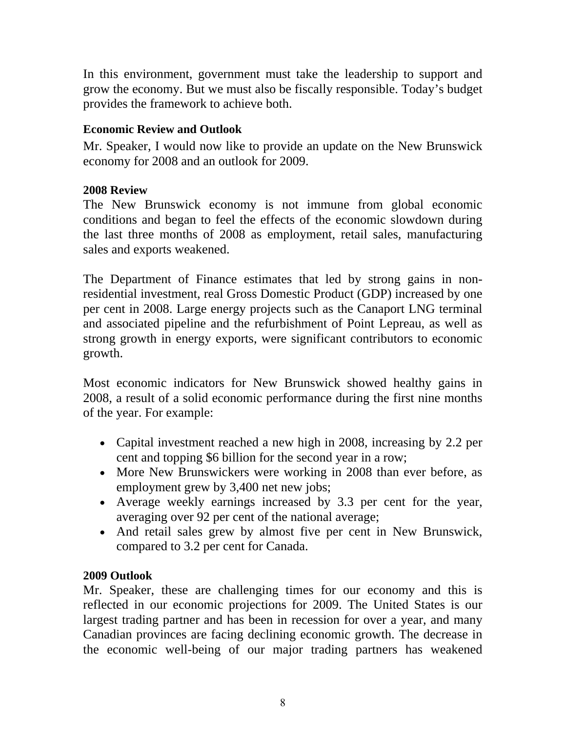In this environment, government must take the leadership to support and grow the economy. But we must also be fiscally responsible. Today's budget provides the framework to achieve both.

**Economic Review and Outlook**

Mr. Speaker, I would now like to provide an update on the New Brunswick economy for 2008 and an outlook for 2009.

**2008 Review**

The New Brunswick economy is not immune from global economic conditions and began to feel the effects of the economic slowdown during the last three months of 2008 as employment, retail sales, manufacturing sales and exports weakened.

The Department of Finance estimates that led by strong gains in non-residential investment, real Gross Domestic Product (GDP) increased by one per cent in 2008. Large energy projects such as the Canaport LNG terminal and associated pipeline and the refurbishment of Point Lepreau, as well as strong growth in energy exports, were significant contributors to economic growth.

Most economic indicators for New Brunswick showed healthy gains in 2008, a result of a solid economic performance during the first nine months of the year. For example:

- Capital investment reached a new high in 2008, increasing by 2.2 per cent and topping $6 billion for the second year in a row;
- More New Brunswickers were working in 2008 than ever before, as employment grew by 3,400 net new jobs;
- Average weekly earnings increased by 3.3 per cent for the year, averaging over 92 per cent of the national average;
- And retail sales grew by almost five per cent in New Brunswick, compared to 3.2 per cent for Canada.

**2009 Outlook**

Mr. Speaker, these are challenging times for our economy and this is reflected in our economic projections for 2009. The United States is our largest trading partner and has been in recession for over a year, and many Canadian provinces are facing declining economic growth. The decrease in the economic well-being of our major trading partners has weakened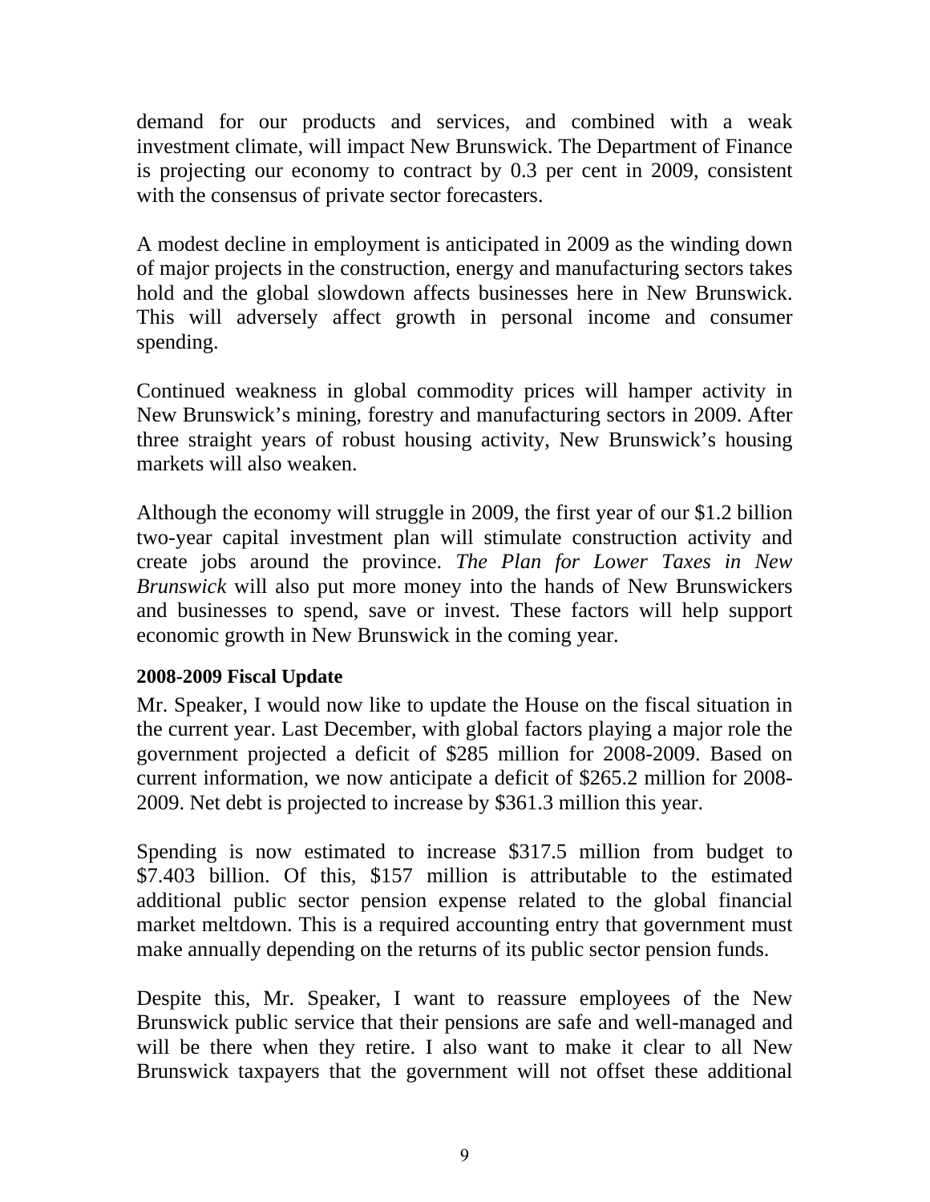demand for our products and services, and combined with a weak investment climate, will impact New Brunswick. The Department of Finance is projecting our economy to contract by 0.3 per cent in 2009, consistent with the consensus of private sector forecasters.

A modest decline in employment is anticipated in 2009 as the winding down of major projects in the construction, energy and manufacturing sectors takes hold and the global slowdown affects businesses here in New Brunswick. This will adversely affect growth in personal income and consumer spending.

Continued weakness in global commodity prices will hamper activity in New Brunswick's mining, forestry and manufacturing sectors in 2009. After three straight years of robust housing activity, New Brunswick's housing markets will also weaken.

Although the economy will struggle in 2009, the first year of our $1.2 billion two-year capital investment plan will stimulate construction activity and create jobs around the province. *The Plan for Lower Taxes in New Brunswick* will also put more money into the hands of New Brunswickers and businesses to spend, save or invest. These factors will help support economic growth in New Brunswick in the coming year.

**2008-2009 Fiscal Update**

Mr. Speaker, I would now like to update the House on the fiscal situation in the current year. Last December, with global factors playing a major role the government projected a deficit of $285 million for 2008-2009. Based on current information, we now anticipate a deficit of $265.2 million for 2008-2009. Net debt is projected to increase by $361.3 million this year.

Spending is now estimated to increase $317.5 million from budget to $7.403 billion. Of this, $157 million is attributable to the estimated additional public sector pension expense related to the global financial market meltdown. This is a required accounting entry that government must make annually depending on the returns of its public sector pension funds.

Despite this, Mr. Speaker, I want to reassure employees of the New Brunswick public service that their pensions are safe and well-managed and will be there when they retire. I also want to make it clear to all New Brunswick taxpayers that the government will not offset these additional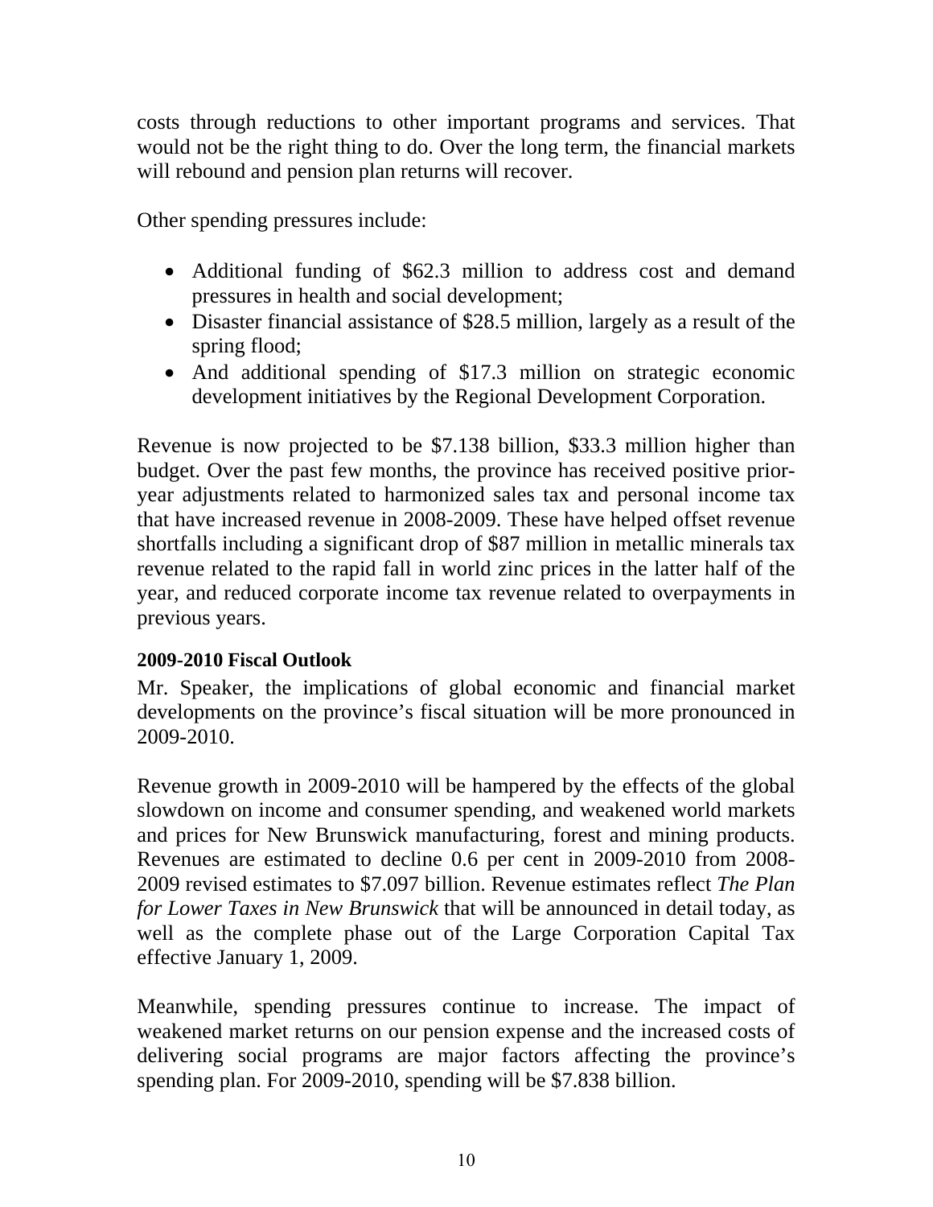costs through reductions to other important programs and services. That would not be the right thing to do. Over the long term, the financial markets will rebound and pension plan returns will recover.

Other spending pressures include:

- Additional funding of $62.3 million to address cost and demand pressures in health and social development;
- Disaster financial assistance of $28.5 million, largely as a result of the spring flood;
- And additional spending of $17.3 million on strategic economic development initiatives by the Regional Development Corporation.

Revenue is now projected to be $7.138 billion, $33.3 million higher than budget. Over the past few months, the province has received positive prior-year adjustments related to harmonized sales tax and personal income tax that have increased revenue in 2008-2009. These have helped offset revenue shortfalls including a significant drop of $87 million in metallic minerals tax revenue related to the rapid fall in world zinc prices in the latter half of the year, and reduced corporate income tax revenue related to overpayments in previous years.

**2009-2010 Fiscal Outlook**

Mr. Speaker, the implications of global economic and financial market developments on the province's fiscal situation will be more pronounced in 2009-2010.

Revenue growth in 2009-2010 will be hampered by the effects of the global slowdown on income and consumer spending, and weakened world markets and prices for New Brunswick manufacturing, forest and mining products. Revenues are estimated to decline 0.6 per cent in 2009-2010 from 2008-2009 revised estimates to $7.097 billion. Revenue estimates reflect *The Plan for Lower Taxes in New Brunswick* that will be announced in detail today, as well as the complete phase out of the Large Corporation Capital Tax effective January 1, 2009.

Meanwhile, spending pressures continue to increase. The impact of weakened market returns on our pension expense and the increased costs of delivering social programs are major factors affecting the province's spending plan. For 2009-2010, spending will be $7.838 billion.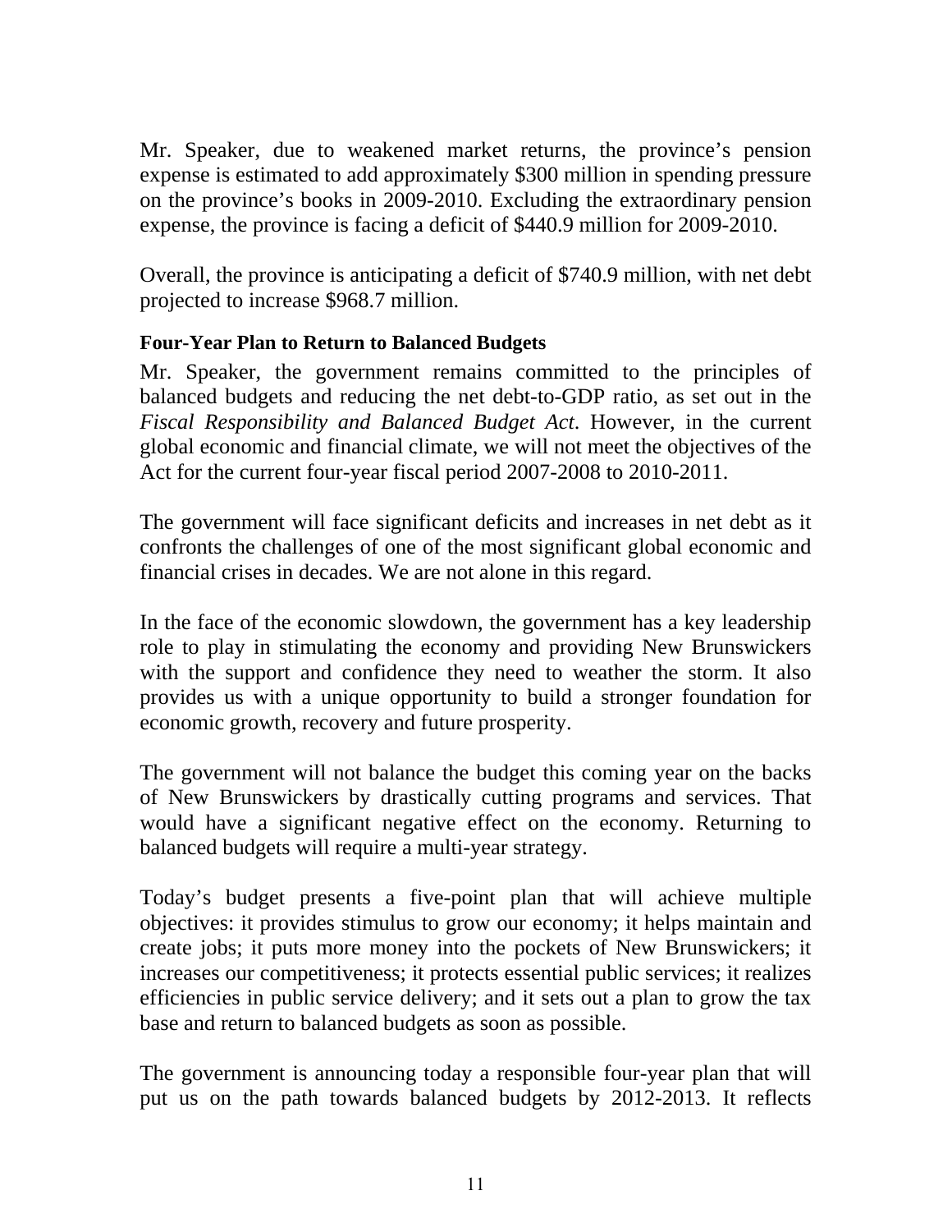Mr. Speaker, due to weakened market returns, the province's pension expense is estimated to add approximately $300 million in spending pressure on the province's books in 2009-2010. Excluding the extraordinary pension expense, the province is facing a deficit of $440.9 million for 2009-2010.

Overall, the province is anticipating a deficit of $740.9 million, with net debt projected to increase $968.7 million.

**Four-Year Plan to Return to Balanced Budgets**

Mr. Speaker, the government remains committed to the principles of balanced budgets and reducing the net debt-to-GDP ratio, as set out in the *Fiscal Responsibility and Balanced Budget Act*. However, in the current global economic and financial climate, we will not meet the objectives of the Act for the current four-year fiscal period 2007-2008 to 2010-2011.

The government will face significant deficits and increases in net debt as it confronts the challenges of one of the most significant global economic and financial crises in decades. We are not alone in this regard.

In the face of the economic slowdown, the government has a key leadership role to play in stimulating the economy and providing New Brunswickers with the support and confidence they need to weather the storm. It also provides us with a unique opportunity to build a stronger foundation for economic growth, recovery and future prosperity.

The government will not balance the budget this coming year on the backs of New Brunswickers by drastically cutting programs and services. That would have a significant negative effect on the economy. Returning to balanced budgets will require a multi-year strategy.

Today's budget presents a five-point plan that will achieve multiple objectives: it provides stimulus to grow our economy; it helps maintain and create jobs; it puts more money into the pockets of New Brunswickers; it increases our competitiveness; it protects essential public services; it realizes efficiencies in public service delivery; and it sets out a plan to grow the tax base and return to balanced budgets as soon as possible.

The government is announcing today a responsible four-year plan that will put us on the path towards balanced budgets by 2012-2013. It reflects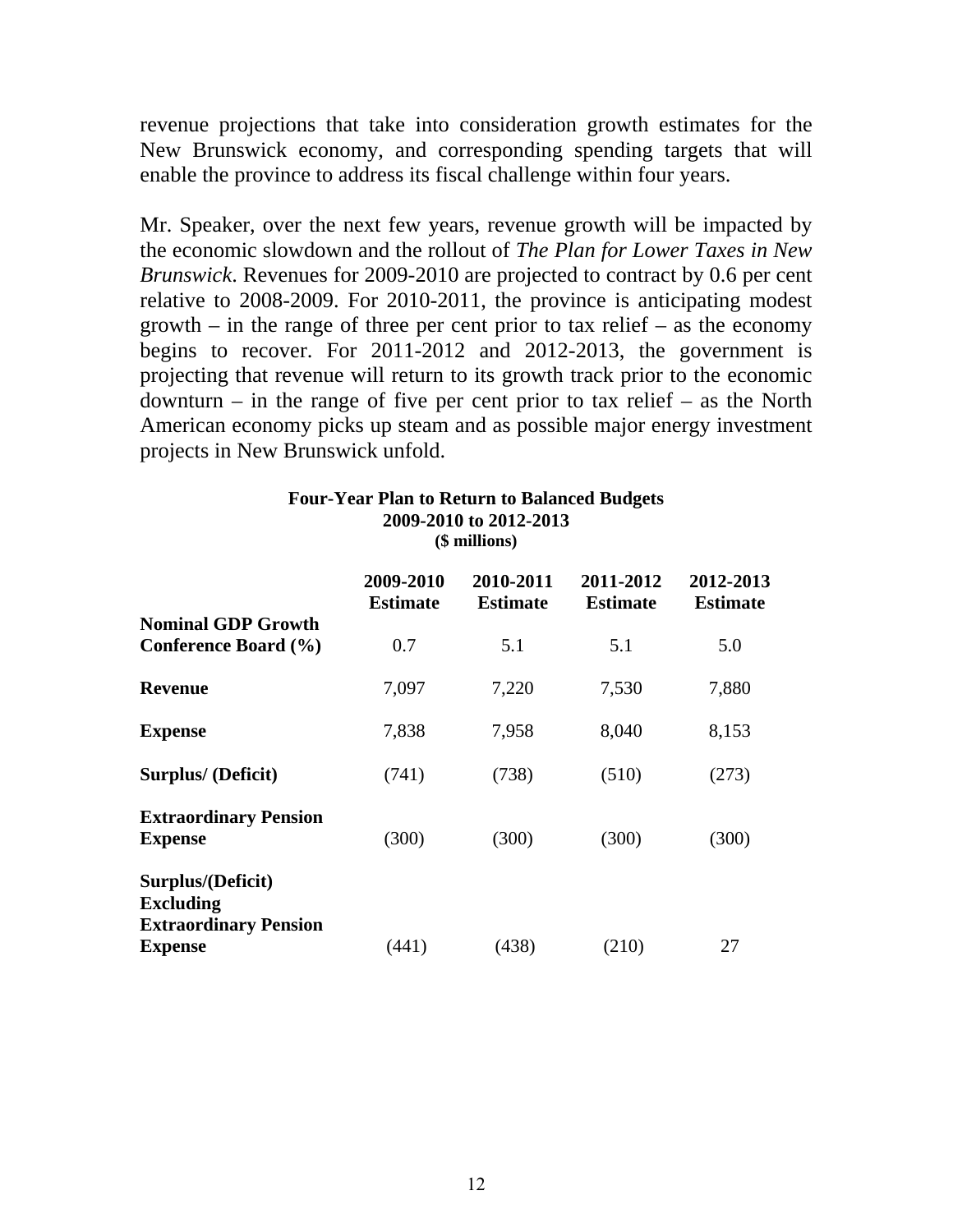revenue projections that take into consideration growth estimates for the New Brunswick economy, and corresponding spending targets that will enable the province to address its fiscal challenge within four years.

Mr. Speaker, over the next few years, revenue growth will be impacted by the economic slowdown and the rollout of *The Plan for Lower Taxes in New Brunswick*. Revenues for 2009-2010 are projected to contract by 0.6 per cent relative to 2008-2009. For 2010-2011, the province is anticipating modest growth – in the range of three per cent prior to tax relief – as the economy begins to recover. For 2011-2012 and 2012-2013, the government is projecting that revenue will return to its growth track prior to the economic downturn – in the range of five per cent prior to tax relief – as the North American economy picks up steam and as possible major energy investment projects in New Brunswick unfold.

**Four-Year Plan to Return to Balanced Budgets**
**2009-2010 to 2012-2013**
**($ millions)**

| | 2009-2010 Estimate | 2010-2011 Estimate | 2011-2012 Estimate | 2012-2013 Estimate |
|---|---|---|---|---|
| **Nominal GDP Growth Conference Board (%)** | 0.7 | 5.1 | 5.1 | 5.0 |
| **Revenue** | 7,097 | 7,220 | 7,530 | 7,880 |
| **Expense** | 7,838 | 7,958 | 8,040 | 8,153 |
| **Surplus/ (Deficit)** | (741) | (738) | (510) | (273) |
| **Extraordinary Pension Expense** | (300) | (300) | (300) | (300) |
| **Surplus/(Deficit) Excluding Extraordinary Pension Expense** | (441) | (438) | (210) | 27 |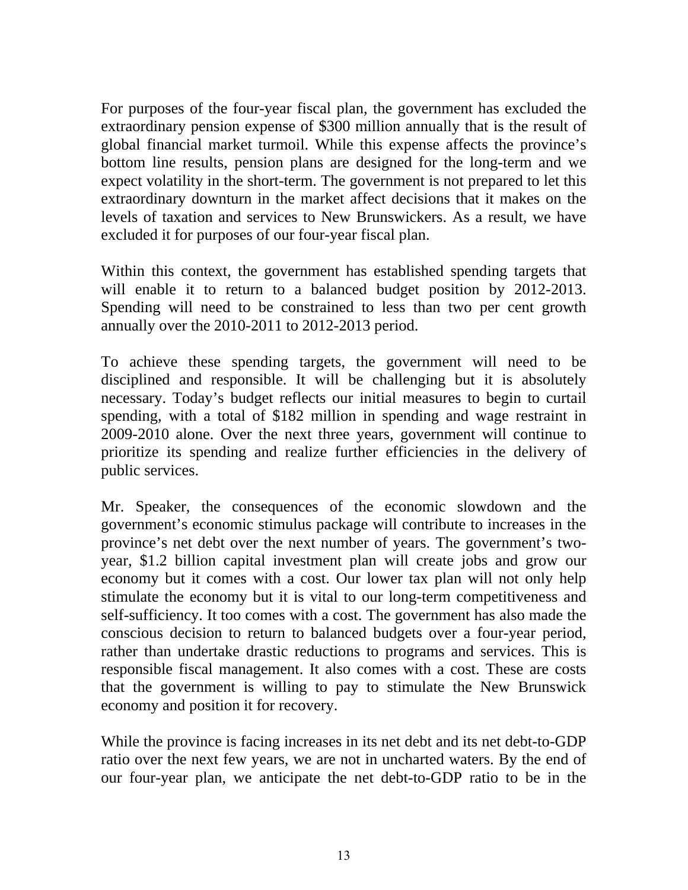For purposes of the four-year fiscal plan, the government has excluded the extraordinary pension expense of $300 million annually that is the result of global financial market turmoil. While this expense affects the province's bottom line results, pension plans are designed for the long-term and we expect volatility in the short-term. The government is not prepared to let this extraordinary downturn in the market affect decisions that it makes on the levels of taxation and services to New Brunswickers. As a result, we have excluded it for purposes of our four-year fiscal plan.

Within this context, the government has established spending targets that will enable it to return to a balanced budget position by 2012-2013. Spending will need to be constrained to less than two per cent growth annually over the 2010-2011 to 2012-2013 period.

To achieve these spending targets, the government will need to be disciplined and responsible. It will be challenging but it is absolutely necessary. Today's budget reflects our initial measures to begin to curtail spending, with a total of $182 million in spending and wage restraint in 2009-2010 alone. Over the next three years, government will continue to prioritize its spending and realize further efficiencies in the delivery of public services.

Mr. Speaker, the consequences of the economic slowdown and the government's economic stimulus package will contribute to increases in the province's net debt over the next number of years. The government's two-year, $1.2 billion capital investment plan will create jobs and grow our economy but it comes with a cost. Our lower tax plan will not only help stimulate the economy but it is vital to our long-term competitiveness and self-sufficiency. It too comes with a cost. The government has also made the conscious decision to return to balanced budgets over a four-year period, rather than undertake drastic reductions to programs and services. This is responsible fiscal management. It also comes with a cost. These are costs that the government is willing to pay to stimulate the New Brunswick economy and position it for recovery.

While the province is facing increases in its net debt and its net debt-to-GDP ratio over the next few years, we are not in uncharted waters. By the end of our four-year plan, we anticipate the net debt-to-GDP ratio to be in the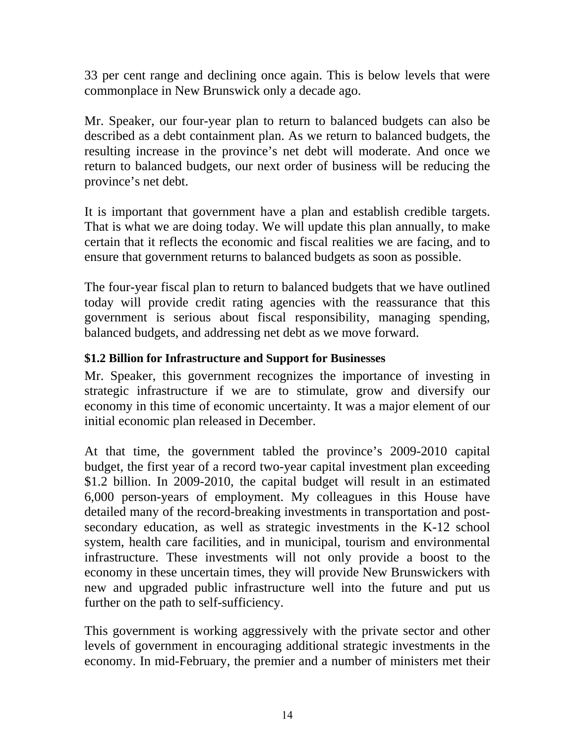33 per cent range and declining once again. This is below levels that were commonplace in New Brunswick only a decade ago.

Mr. Speaker, our four-year plan to return to balanced budgets can also be described as a debt containment plan. As we return to balanced budgets, the resulting increase in the province's net debt will moderate. And once we return to balanced budgets, our next order of business will be reducing the province's net debt.

It is important that government have a plan and establish credible targets. That is what we are doing today. We will update this plan annually, to make certain that it reflects the economic and fiscal realities we are facing, and to ensure that government returns to balanced budgets as soon as possible.

The four-year fiscal plan to return to balanced budgets that we have outlined today will provide credit rating agencies with the reassurance that this government is serious about fiscal responsibility, managing spending, balanced budgets, and addressing net debt as we move forward.

**$1.2 Billion for Infrastructure and Support for Businesses**

Mr. Speaker, this government recognizes the importance of investing in strategic infrastructure if we are to stimulate, grow and diversify our economy in this time of economic uncertainty. It was a major element of our initial economic plan released in December.

At that time, the government tabled the province's 2009-2010 capital budget, the first year of a record two-year capital investment plan exceeding $1.2 billion. In 2009-2010, the capital budget will result in an estimated 6,000 person-years of employment. My colleagues in this House have detailed many of the record-breaking investments in transportation and post-secondary education, as well as strategic investments in the K-12 school system, health care facilities, and in municipal, tourism and environmental infrastructure. These investments will not only provide a boost to the economy in these uncertain times, they will provide New Brunswickers with new and upgraded public infrastructure well into the future and put us further on the path to self-sufficiency.

This government is working aggressively with the private sector and other levels of government in encouraging additional strategic investments in the economy. In mid-February, the premier and a number of ministers met their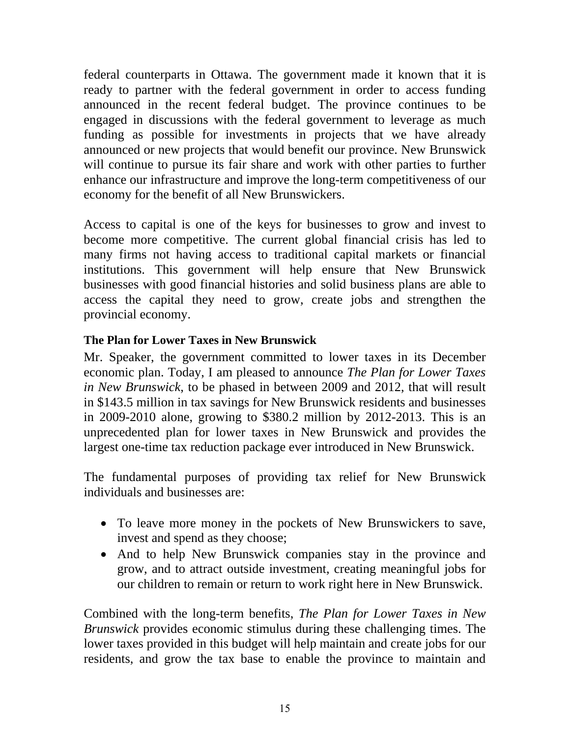federal counterparts in Ottawa. The government made it known that it is ready to partner with the federal government in order to access funding announced in the recent federal budget. The province continues to be engaged in discussions with the federal government to leverage as much funding as possible for investments in projects that we have already announced or new projects that would benefit our province. New Brunswick will continue to pursue its fair share and work with other parties to further enhance our infrastructure and improve the long-term competitiveness of our economy for the benefit of all New Brunswickers.

Access to capital is one of the keys for businesses to grow and invest to become more competitive. The current global financial crisis has led to many firms not having access to traditional capital markets or financial institutions. This government will help ensure that New Brunswick businesses with good financial histories and solid business plans are able to access the capital they need to grow, create jobs and strengthen the provincial economy.

**The Plan for Lower Taxes in New Brunswick**

Mr. Speaker, the government committed to lower taxes in its December economic plan. Today, I am pleased to announce *The Plan for Lower Taxes in New Brunswick*, to be phased in between 2009 and 2012, that will result in $143.5 million in tax savings for New Brunswick residents and businesses in 2009-2010 alone, growing to $380.2 million by 2012-2013. This is an unprecedented plan for lower taxes in New Brunswick and provides the largest one-time tax reduction package ever introduced in New Brunswick.

The fundamental purposes of providing tax relief for New Brunswick individuals and businesses are:

- To leave more money in the pockets of New Brunswickers to save, invest and spend as they choose;
- And to help New Brunswick companies stay in the province and grow, and to attract outside investment, creating meaningful jobs for our children to remain or return to work right here in New Brunswick.

Combined with the long-term benefits, *The Plan for Lower Taxes in New Brunswick* provides economic stimulus during these challenging times. The lower taxes provided in this budget will help maintain and create jobs for our residents, and grow the tax base to enable the province to maintain and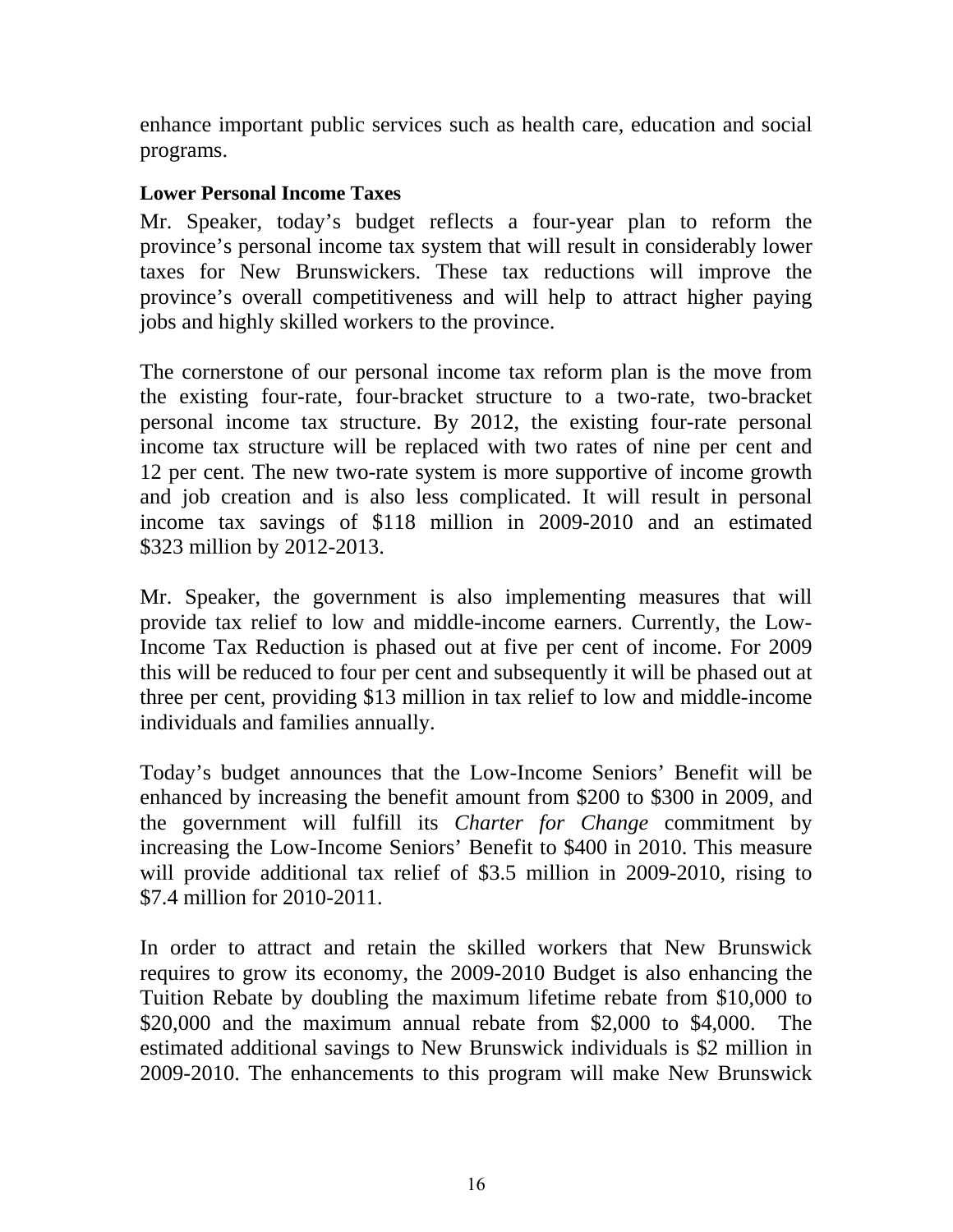enhance important public services such as health care, education and social programs.

**Lower Personal Income Taxes**

Mr. Speaker, today's budget reflects a four-year plan to reform the province's personal income tax system that will result in considerably lower taxes for New Brunswickers. These tax reductions will improve the province's overall competitiveness and will help to attract higher paying jobs and highly skilled workers to the province.

The cornerstone of our personal income tax reform plan is the move from the existing four-rate, four-bracket structure to a two-rate, two-bracket personal income tax structure. By 2012, the existing four-rate personal income tax structure will be replaced with two rates of nine per cent and 12 per cent. The new two-rate system is more supportive of income growth and job creation and is also less complicated. It will result in personal income tax savings of $118 million in 2009-2010 and an estimated $323 million by 2012-2013.

Mr. Speaker, the government is also implementing measures that will provide tax relief to low and middle-income earners. Currently, the Low-Income Tax Reduction is phased out at five per cent of income. For 2009 this will be reduced to four per cent and subsequently it will be phased out at three per cent, providing $13 million in tax relief to low and middle-income individuals and families annually.

Today's budget announces that the Low-Income Seniors' Benefit will be enhanced by increasing the benefit amount from $200 to $300 in 2009, and the government will fulfill its *Charter for Change* commitment by increasing the Low-Income Seniors' Benefit to $400 in 2010. This measure will provide additional tax relief of $3.5 million in 2009-2010, rising to $7.4 million for 2010-2011.

In order to attract and retain the skilled workers that New Brunswick requires to grow its economy, the 2009-2010 Budget is also enhancing the Tuition Rebate by doubling the maximum lifetime rebate from $10,000 to $20,000 and the maximum annual rebate from $2,000 to $4,000. The estimated additional savings to New Brunswick individuals is $2 million in 2009-2010. The enhancements to this program will make New Brunswick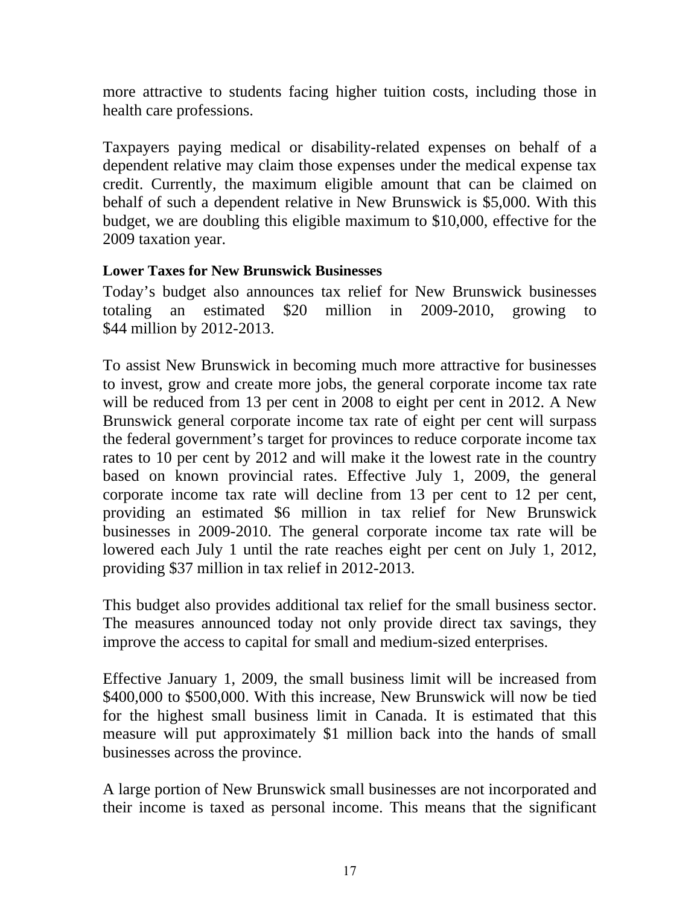more attractive to students facing higher tuition costs, including those in health care professions.

Taxpayers paying medical or disability-related expenses on behalf of a dependent relative may claim those expenses under the medical expense tax credit. Currently, the maximum eligible amount that can be claimed on behalf of such a dependent relative in New Brunswick is $5,000. With this budget, we are doubling this eligible maximum to $10,000, effective for the 2009 taxation year.

**Lower Taxes for New Brunswick Businesses**

Today's budget also announces tax relief for New Brunswick businesses totaling an estimated $20 million in 2009-2010, growing to $44 million by 2012-2013.

To assist New Brunswick in becoming much more attractive for businesses to invest, grow and create more jobs, the general corporate income tax rate will be reduced from 13 per cent in 2008 to eight per cent in 2012. A New Brunswick general corporate income tax rate of eight per cent will surpass the federal government's target for provinces to reduce corporate income tax rates to 10 per cent by 2012 and will make it the lowest rate in the country based on known provincial rates. Effective July 1, 2009, the general corporate income tax rate will decline from 13 per cent to 12 per cent, providing an estimated $6 million in tax relief for New Brunswick businesses in 2009-2010. The general corporate income tax rate will be lowered each July 1 until the rate reaches eight per cent on July 1, 2012, providing $37 million in tax relief in 2012-2013.

This budget also provides additional tax relief for the small business sector. The measures announced today not only provide direct tax savings, they improve the access to capital for small and medium-sized enterprises.

Effective January 1, 2009, the small business limit will be increased from $400,000 to $500,000. With this increase, New Brunswick will now be tied for the highest small business limit in Canada. It is estimated that this measure will put approximately $1 million back into the hands of small businesses across the province.

A large portion of New Brunswick small businesses are not incorporated and their income is taxed as personal income. This means that the significant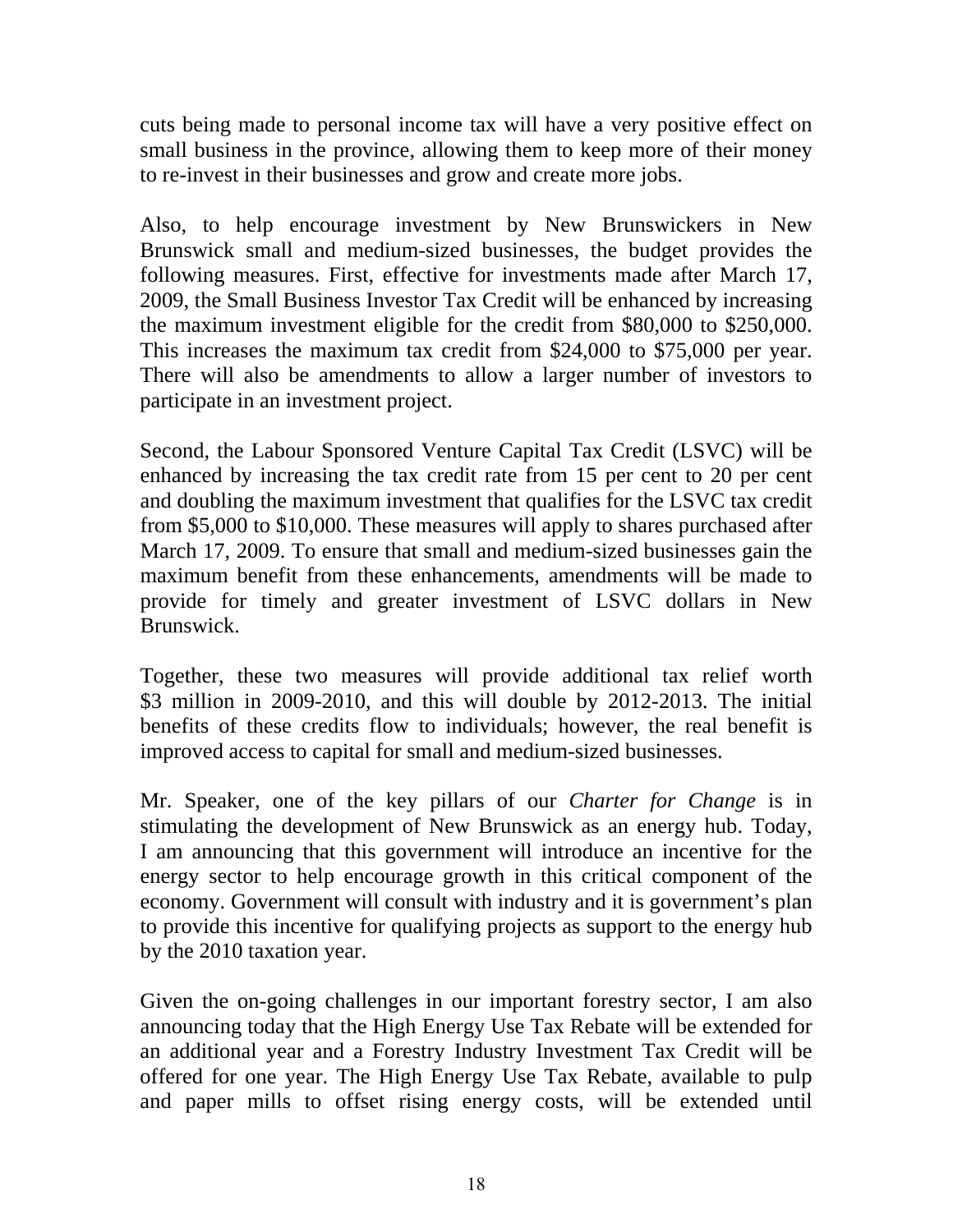cuts being made to personal income tax will have a very positive effect on small business in the province, allowing them to keep more of their money to re-invest in their businesses and grow and create more jobs.

Also, to help encourage investment by New Brunswickers in New Brunswick small and medium-sized businesses, the budget provides the following measures. First, effective for investments made after March 17, 2009, the Small Business Investor Tax Credit will be enhanced by increasing the maximum investment eligible for the credit from $80,000 to $250,000. This increases the maximum tax credit from $24,000 to $75,000 per year. There will also be amendments to allow a larger number of investors to participate in an investment project.

Second, the Labour Sponsored Venture Capital Tax Credit (LSVC) will be enhanced by increasing the tax credit rate from 15 per cent to 20 per cent and doubling the maximum investment that qualifies for the LSVC tax credit from $5,000 to $10,000. These measures will apply to shares purchased after March 17, 2009. To ensure that small and medium-sized businesses gain the maximum benefit from these enhancements, amendments will be made to provide for timely and greater investment of LSVC dollars in New Brunswick.

Together, these two measures will provide additional tax relief worth $3 million in 2009-2010, and this will double by 2012-2013. The initial benefits of these credits flow to individuals; however, the real benefit is improved access to capital for small and medium-sized businesses.

Mr. Speaker, one of the key pillars of our *Charter for Change* is in stimulating the development of New Brunswick as an energy hub. Today, I am announcing that this government will introduce an incentive for the energy sector to help encourage growth in this critical component of the economy. Government will consult with industry and it is government's plan to provide this incentive for qualifying projects as support to the energy hub by the 2010 taxation year.

Given the on-going challenges in our important forestry sector, I am also announcing today that the High Energy Use Tax Rebate will be extended for an additional year and a Forestry Industry Investment Tax Credit will be offered for one year. The High Energy Use Tax Rebate, available to pulp and paper mills to offset rising energy costs, will be extended until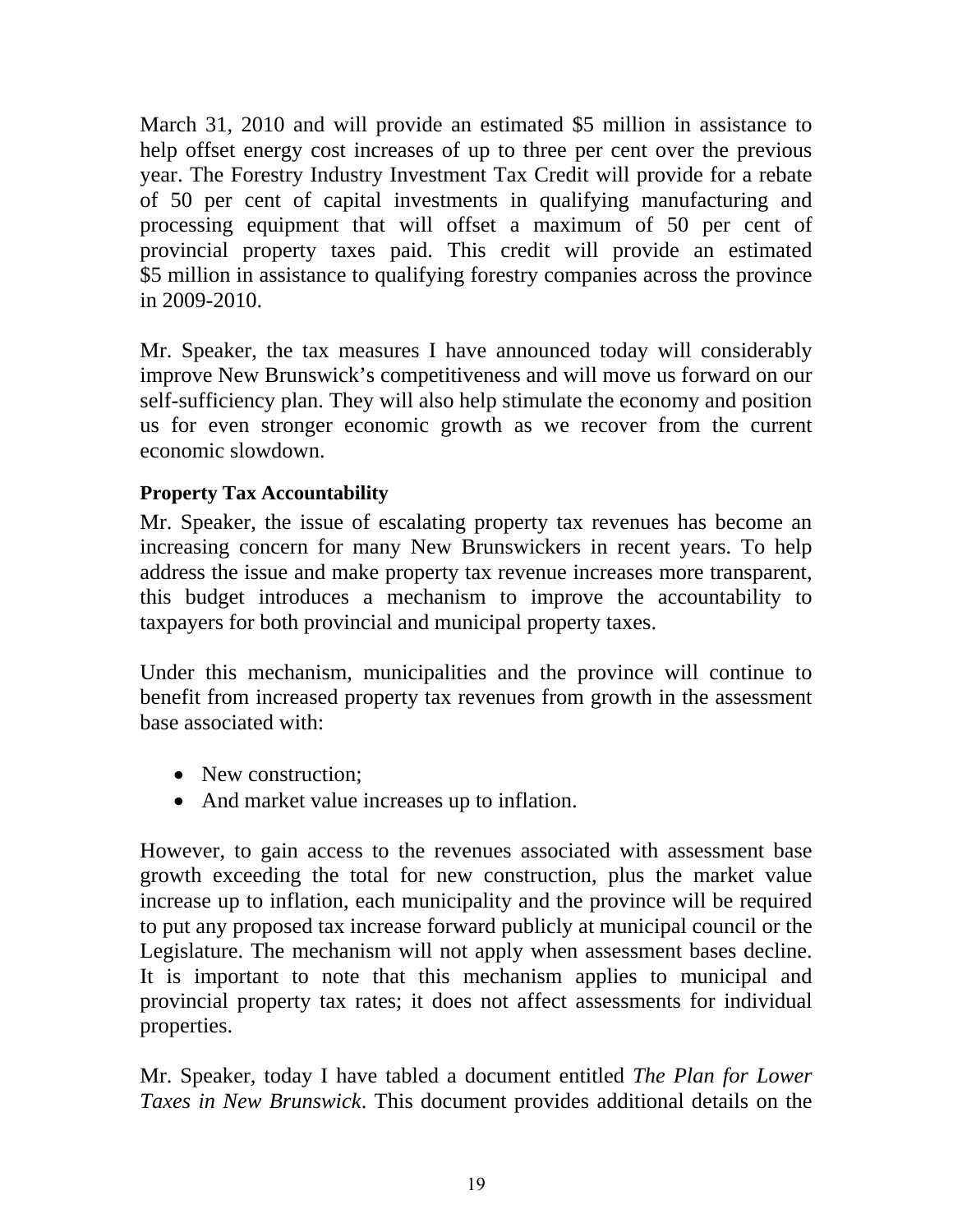March 31, 2010 and will provide an estimated $5 million in assistance to help offset energy cost increases of up to three per cent over the previous year. The Forestry Industry Investment Tax Credit will provide for a rebate of 50 per cent of capital investments in qualifying manufacturing and processing equipment that will offset a maximum of 50 per cent of provincial property taxes paid. This credit will provide an estimated $5 million in assistance to qualifying forestry companies across the province in 2009-2010.

Mr. Speaker, the tax measures I have announced today will considerably improve New Brunswick's competitiveness and will move us forward on our self-sufficiency plan. They will also help stimulate the economy and position us for even stronger economic growth as we recover from the current economic slowdown.

**Property Tax Accountability**

Mr. Speaker, the issue of escalating property tax revenues has become an increasing concern for many New Brunswickers in recent years. To help address the issue and make property tax revenue increases more transparent, this budget introduces a mechanism to improve the accountability to taxpayers for both provincial and municipal property taxes.

Under this mechanism, municipalities and the province will continue to benefit from increased property tax revenues from growth in the assessment base associated with:

- New construction;
- And market value increases up to inflation.

However, to gain access to the revenues associated with assessment base growth exceeding the total for new construction, plus the market value increase up to inflation, each municipality and the province will be required to put any proposed tax increase forward publicly at municipal council or the Legislature. The mechanism will not apply when assessment bases decline. It is important to note that this mechanism applies to municipal and provincial property tax rates; it does not affect assessments for individual properties.

Mr. Speaker, today I have tabled a document entitled *The Plan for Lower Taxes in New Brunswick*. This document provides additional details on the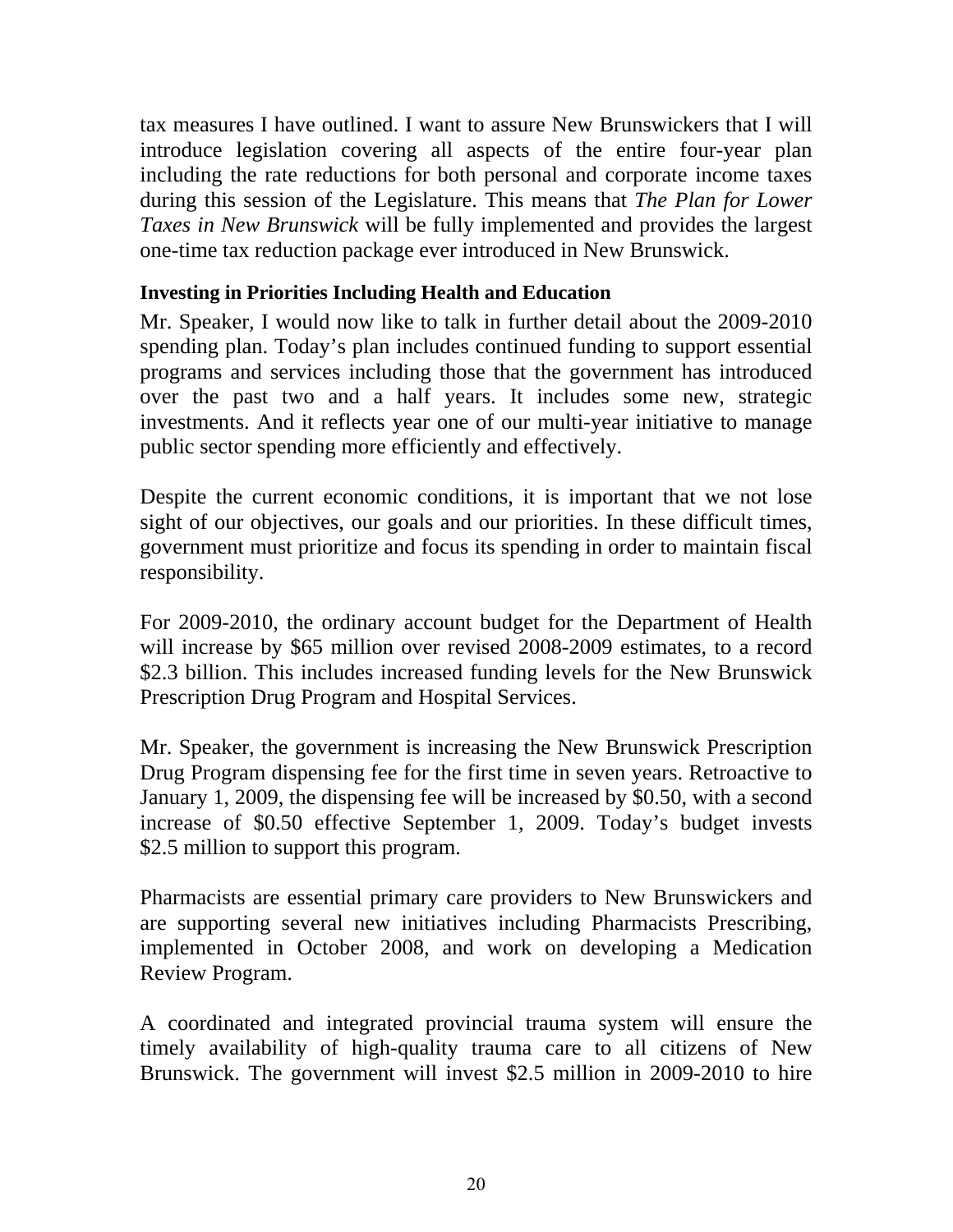tax measures I have outlined. I want to assure New Brunswickers that I will introduce legislation covering all aspects of the entire four-year plan including the rate reductions for both personal and corporate income taxes during this session of the Legislature. This means that *The Plan for Lower Taxes in New Brunswick* will be fully implemented and provides the largest one-time tax reduction package ever introduced in New Brunswick.

**Investing in Priorities Including Health and Education**

Mr. Speaker, I would now like to talk in further detail about the 2009-2010 spending plan. Today's plan includes continued funding to support essential programs and services including those that the government has introduced over the past two and a half years. It includes some new, strategic investments. And it reflects year one of our multi-year initiative to manage public sector spending more efficiently and effectively.

Despite the current economic conditions, it is important that we not lose sight of our objectives, our goals and our priorities. In these difficult times, government must prioritize and focus its spending in order to maintain fiscal responsibility.

For 2009-2010, the ordinary account budget for the Department of Health will increase by $65 million over revised 2008-2009 estimates, to a record $2.3 billion. This includes increased funding levels for the New Brunswick Prescription Drug Program and Hospital Services.

Mr. Speaker, the government is increasing the New Brunswick Prescription Drug Program dispensing fee for the first time in seven years. Retroactive to January 1, 2009, the dispensing fee will be increased by $0.50, with a second increase of $0.50 effective September 1, 2009. Today's budget invests $2.5 million to support this program.

Pharmacists are essential primary care providers to New Brunswickers and are supporting several new initiatives including Pharmacists Prescribing, implemented in October 2008, and work on developing a Medication Review Program.

A coordinated and integrated provincial trauma system will ensure the timely availability of high-quality trauma care to all citizens of New Brunswick. The government will invest $2.5 million in 2009-2010 to hire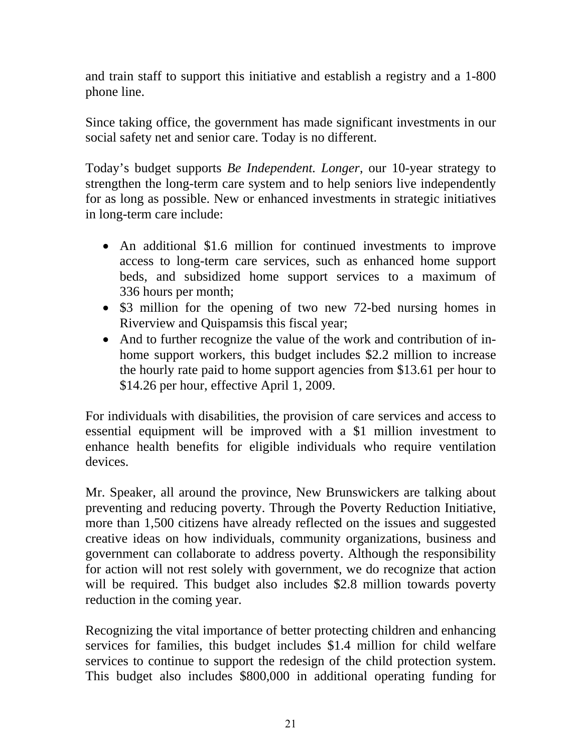and train staff to support this initiative and establish a registry and a 1-800 phone line.

Since taking office, the government has made significant investments in our social safety net and senior care. Today is no different.

Today's budget supports *Be Independent. Longer*, our 10-year strategy to strengthen the long-term care system and to help seniors live independently for as long as possible. New or enhanced investments in strategic initiatives in long-term care include:

- An additional $1.6 million for continued investments to improve access to long-term care services, such as enhanced home support beds, and subsidized home support services to a maximum of 336 hours per month;
- $3 million for the opening of two new 72-bed nursing homes in Riverview and Quispamsis this fiscal year;
- And to further recognize the value of the work and contribution of in-home support workers, this budget includes $2.2 million to increase the hourly rate paid to home support agencies from $13.61 per hour to $14.26 per hour, effective April 1, 2009.

For individuals with disabilities, the provision of care services and access to essential equipment will be improved with a $1 million investment to enhance health benefits for eligible individuals who require ventilation devices.

Mr. Speaker, all around the province, New Brunswickers are talking about preventing and reducing poverty. Through the Poverty Reduction Initiative, more than 1,500 citizens have already reflected on the issues and suggested creative ideas on how individuals, community organizations, business and government can collaborate to address poverty. Although the responsibility for action will not rest solely with government, we do recognize that action will be required. This budget also includes $2.8 million towards poverty reduction in the coming year.

Recognizing the vital importance of better protecting children and enhancing services for families, this budget includes $1.4 million for child welfare services to continue to support the redesign of the child protection system. This budget also includes $800,000 in additional operating funding for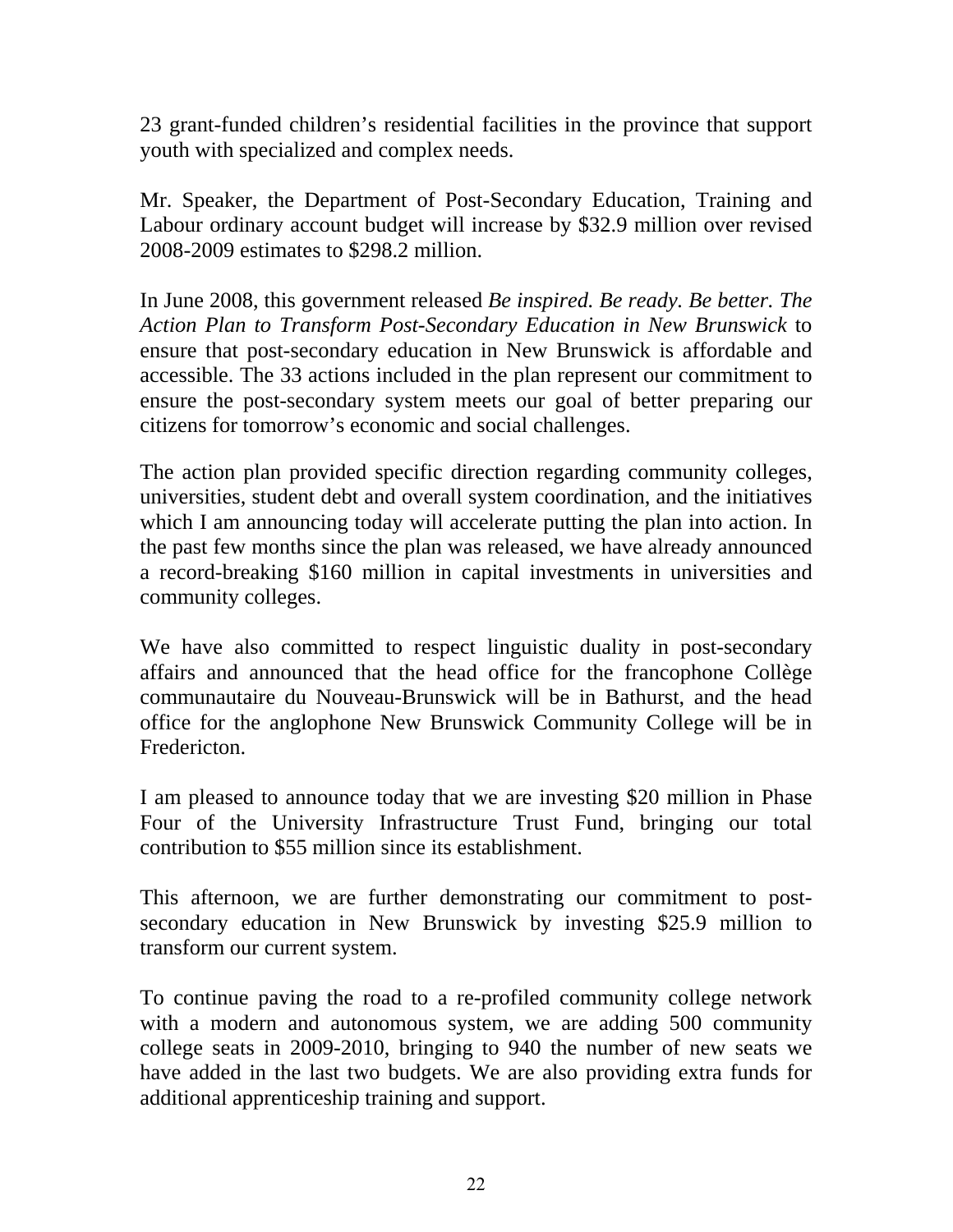23 grant-funded children's residential facilities in the province that support youth with specialized and complex needs.

Mr. Speaker, the Department of Post-Secondary Education, Training and Labour ordinary account budget will increase by $32.9 million over revised 2008-2009 estimates to $298.2 million.

In June 2008, this government released *Be inspired. Be ready. Be better. The Action Plan to Transform Post-Secondary Education in New Brunswick* to ensure that post-secondary education in New Brunswick is affordable and accessible. The 33 actions included in the plan represent our commitment to ensure the post-secondary system meets our goal of better preparing our citizens for tomorrow's economic and social challenges.

The action plan provided specific direction regarding community colleges, universities, student debt and overall system coordination, and the initiatives which I am announcing today will accelerate putting the plan into action. In the past few months since the plan was released, we have already announced a record-breaking $160 million in capital investments in universities and community colleges.

We have also committed to respect linguistic duality in post-secondary affairs and announced that the head office for the francophone Collège communautaire du Nouveau-Brunswick will be in Bathurst, and the head office for the anglophone New Brunswick Community College will be in Fredericton.

I am pleased to announce today that we are investing $20 million in Phase Four of the University Infrastructure Trust Fund, bringing our total contribution to $55 million since its establishment.

This afternoon, we are further demonstrating our commitment to post-secondary education in New Brunswick by investing $25.9 million to transform our current system.

To continue paving the road to a re-profiled community college network with a modern and autonomous system, we are adding 500 community college seats in 2009-2010, bringing to 940 the number of new seats we have added in the last two budgets. We are also providing extra funds for additional apprenticeship training and support.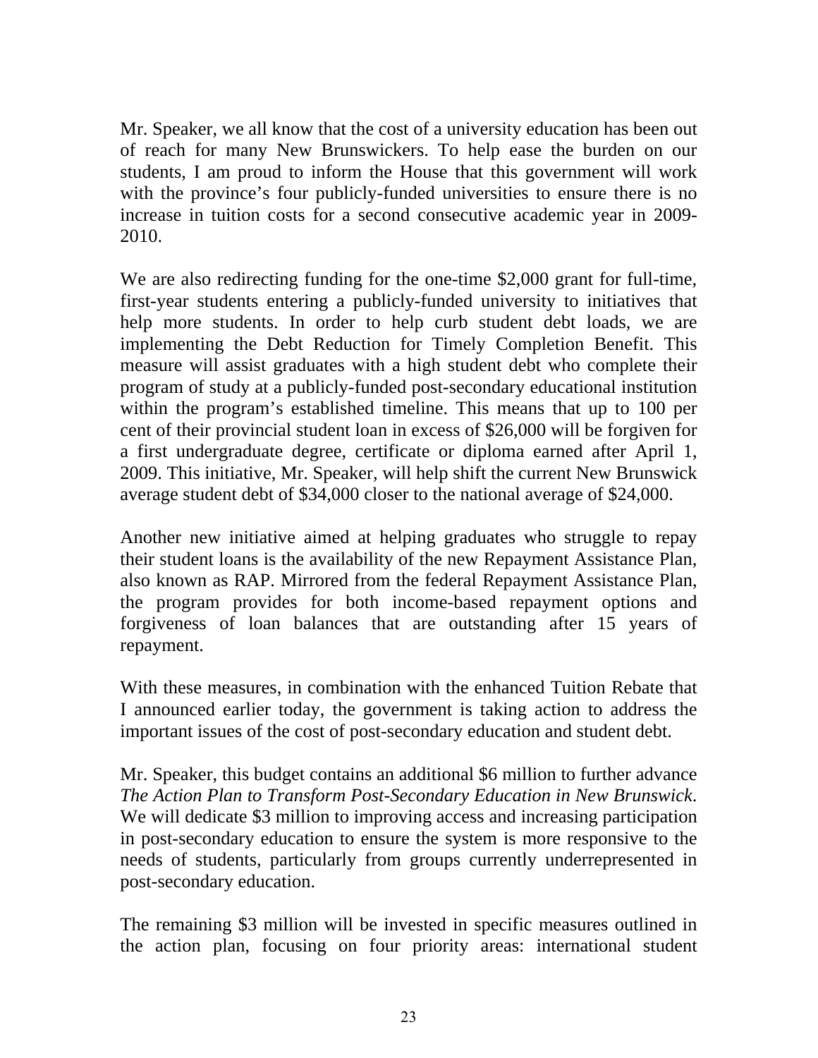Mr. Speaker, we all know that the cost of a university education has been out of reach for many New Brunswickers. To help ease the burden on our students, I am proud to inform the House that this government will work with the province's four publicly-funded universities to ensure there is no increase in tuition costs for a second consecutive academic year in 2009-2010.

We are also redirecting funding for the one-time $2,000 grant for full-time, first-year students entering a publicly-funded university to initiatives that help more students. In order to help curb student debt loads, we are implementing the Debt Reduction for Timely Completion Benefit. This measure will assist graduates with a high student debt who complete their program of study at a publicly-funded post-secondary educational institution within the program's established timeline. This means that up to 100 per cent of their provincial student loan in excess of $26,000 will be forgiven for a first undergraduate degree, certificate or diploma earned after April 1, 2009. This initiative, Mr. Speaker, will help shift the current New Brunswick average student debt of $34,000 closer to the national average of $24,000.

Another new initiative aimed at helping graduates who struggle to repay their student loans is the availability of the new Repayment Assistance Plan, also known as RAP. Mirrored from the federal Repayment Assistance Plan, the program provides for both income-based repayment options and forgiveness of loan balances that are outstanding after 15 years of repayment.

With these measures, in combination with the enhanced Tuition Rebate that I announced earlier today, the government is taking action to address the important issues of the cost of post-secondary education and student debt.

Mr. Speaker, this budget contains an additional $6 million to further advance *The Action Plan to Transform Post-Secondary Education in New Brunswick*. We will dedicate $3 million to improving access and increasing participation in post-secondary education to ensure the system is more responsive to the needs of students, particularly from groups currently underrepresented in post-secondary education.

The remaining $3 million will be invested in specific measures outlined in the action plan, focusing on four priority areas: international student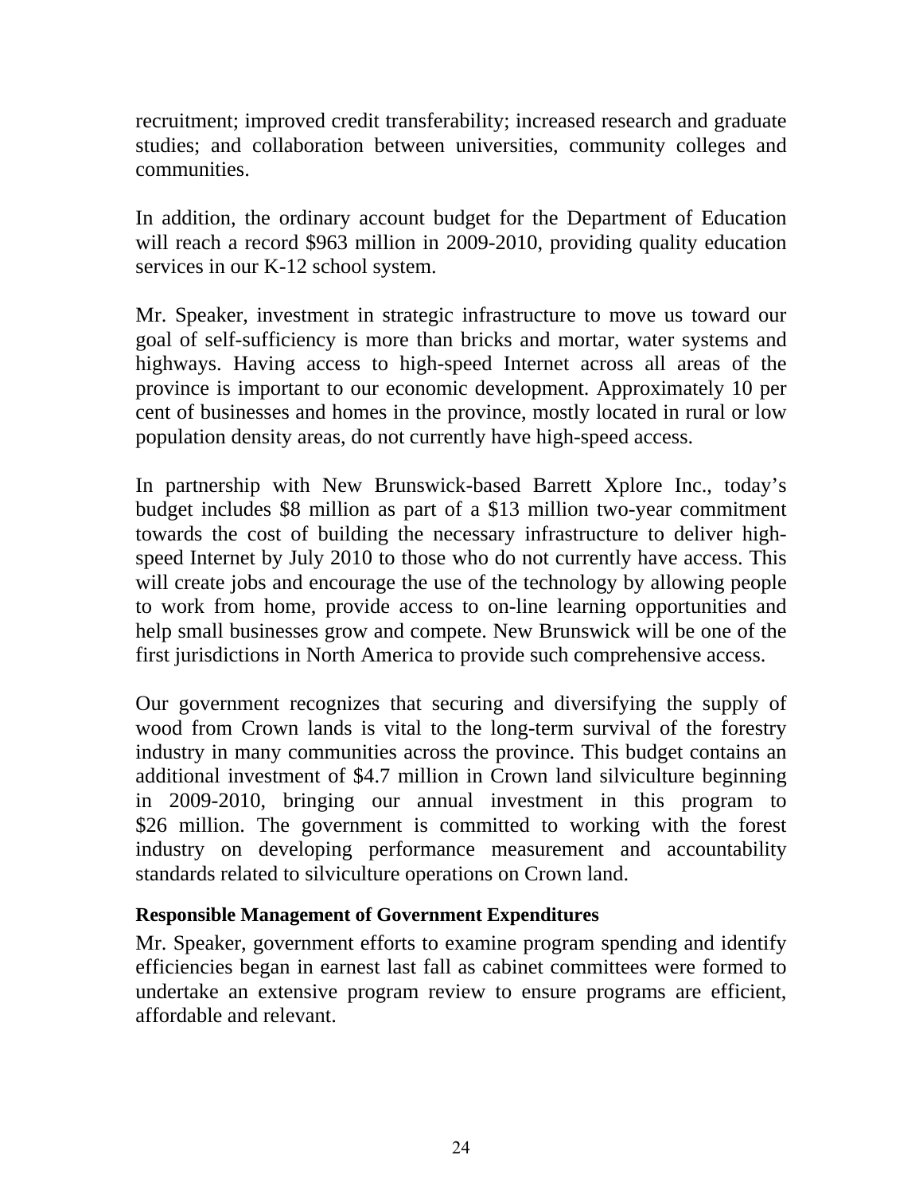recruitment; improved credit transferability; increased research and graduate studies; and collaboration between universities, community colleges and communities.

In addition, the ordinary account budget for the Department of Education will reach a record $963 million in 2009-2010, providing quality education services in our K-12 school system.

Mr. Speaker, investment in strategic infrastructure to move us toward our goal of self-sufficiency is more than bricks and mortar, water systems and highways. Having access to high-speed Internet across all areas of the province is important to our economic development. Approximately 10 per cent of businesses and homes in the province, mostly located in rural or low population density areas, do not currently have high-speed access.

In partnership with New Brunswick-based Barrett Xplore Inc., today's budget includes $8 million as part of a $13 million two-year commitment towards the cost of building the necessary infrastructure to deliver high-speed Internet by July 2010 to those who do not currently have access. This will create jobs and encourage the use of the technology by allowing people to work from home, provide access to on-line learning opportunities and help small businesses grow and compete. New Brunswick will be one of the first jurisdictions in North America to provide such comprehensive access.

Our government recognizes that securing and diversifying the supply of wood from Crown lands is vital to the long-term survival of the forestry industry in many communities across the province. This budget contains an additional investment of $4.7 million in Crown land silviculture beginning in 2009-2010, bringing our annual investment in this program to $26 million. The government is committed to working with the forest industry on developing performance measurement and accountability standards related to silviculture operations on Crown land.

**Responsible Management of Government Expenditures**

Mr. Speaker, government efforts to examine program spending and identify efficiencies began in earnest last fall as cabinet committees were formed to undertake an extensive program review to ensure programs are efficient, affordable and relevant.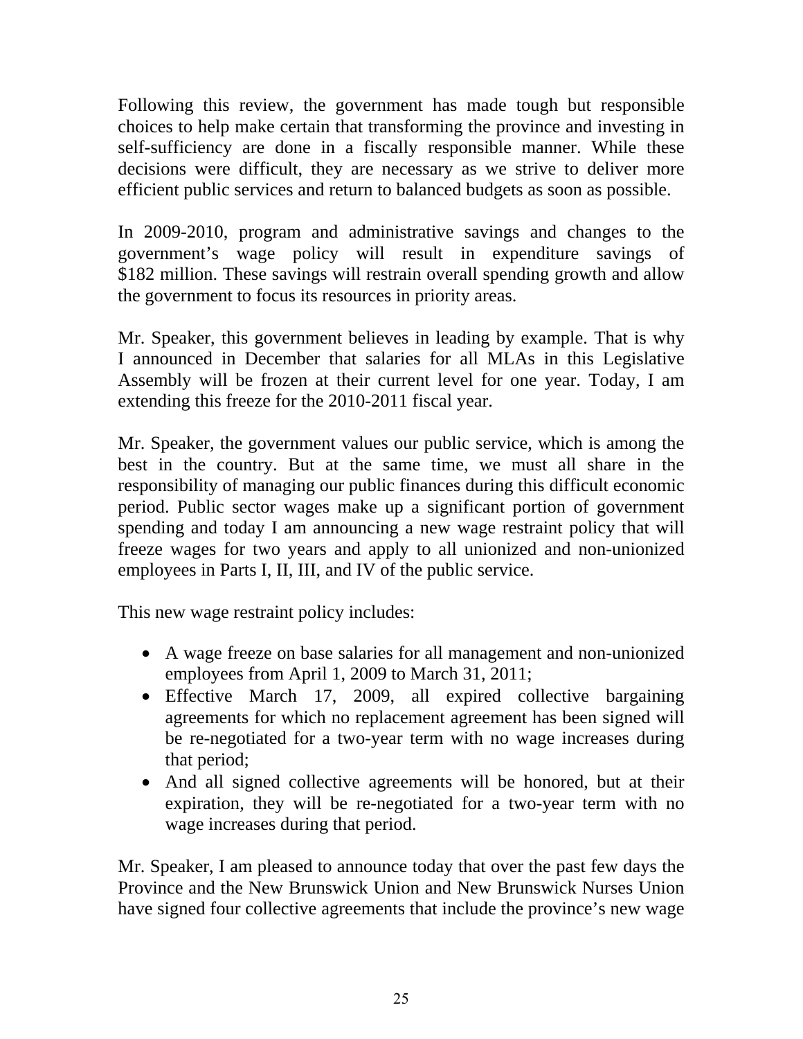Following this review, the government has made tough but responsible choices to help make certain that transforming the province and investing in self-sufficiency are done in a fiscally responsible manner. While these decisions were difficult, they are necessary as we strive to deliver more efficient public services and return to balanced budgets as soon as possible.

In 2009-2010, program and administrative savings and changes to the government's wage policy will result in expenditure savings of $182 million. These savings will restrain overall spending growth and allow the government to focus its resources in priority areas.

Mr. Speaker, this government believes in leading by example. That is why I announced in December that salaries for all MLAs in this Legislative Assembly will be frozen at their current level for one year. Today, I am extending this freeze for the 2010-2011 fiscal year.

Mr. Speaker, the government values our public service, which is among the best in the country. But at the same time, we must all share in the responsibility of managing our public finances during this difficult economic period. Public sector wages make up a significant portion of government spending and today I am announcing a new wage restraint policy that will freeze wages for two years and apply to all unionized and non-unionized employees in Parts I, II, III, and IV of the public service.

This new wage restraint policy includes:

- A wage freeze on base salaries for all management and non-unionized employees from April 1, 2009 to March 31, 2011;
- Effective March 17, 2009, all expired collective bargaining agreements for which no replacement agreement has been signed will be re-negotiated for a two-year term with no wage increases during that period;
- And all signed collective agreements will be honored, but at their expiration, they will be re-negotiated for a two-year term with no wage increases during that period.

Mr. Speaker, I am pleased to announce today that over the past few days the Province and the New Brunswick Union and New Brunswick Nurses Union have signed four collective agreements that include the province's new wage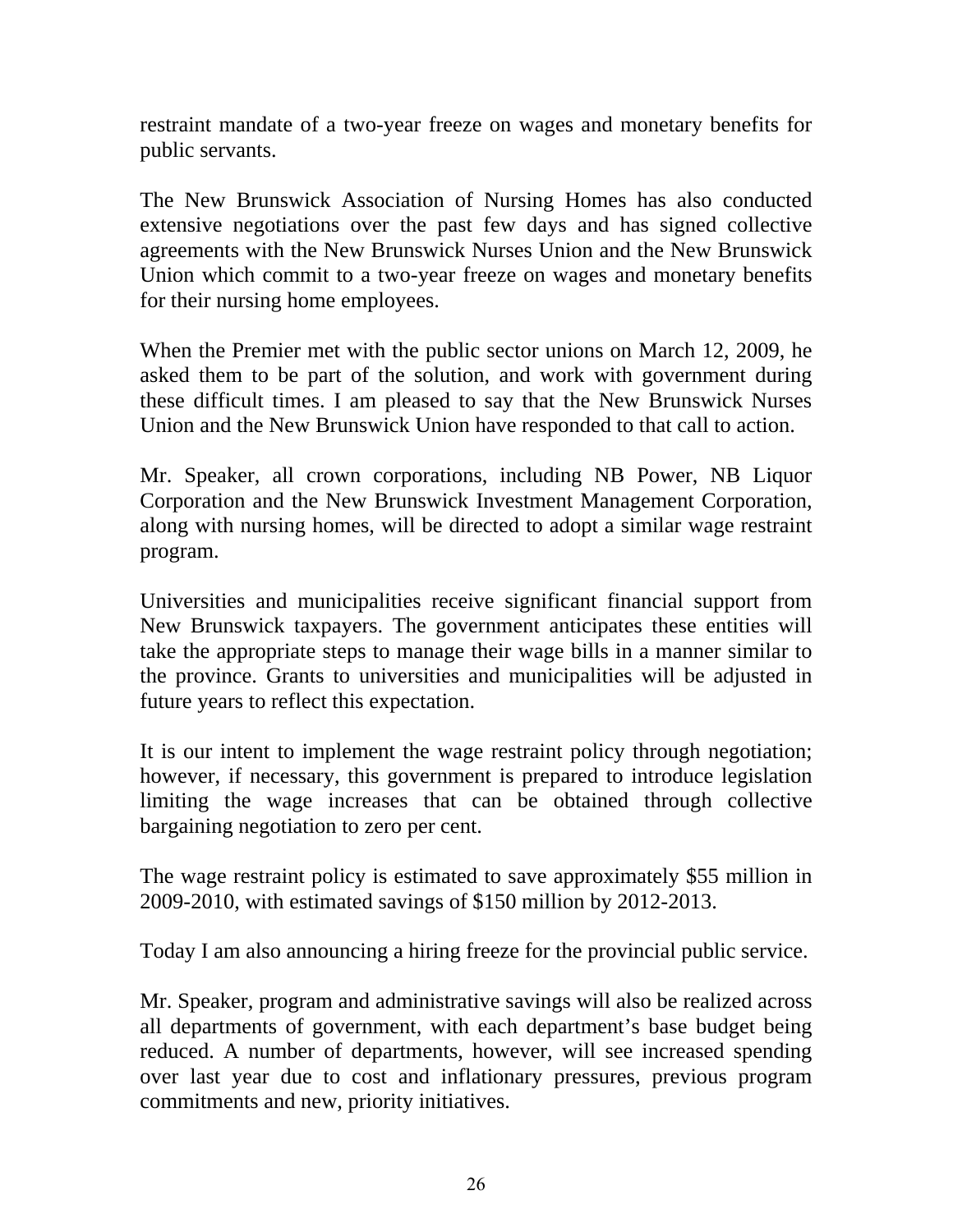restraint mandate of a two-year freeze on wages and monetary benefits for public servants.

The New Brunswick Association of Nursing Homes has also conducted extensive negotiations over the past few days and has signed collective agreements with the New Brunswick Nurses Union and the New Brunswick Union which commit to a two-year freeze on wages and monetary benefits for their nursing home employees.

When the Premier met with the public sector unions on March 12, 2009, he asked them to be part of the solution, and work with government during these difficult times. I am pleased to say that the New Brunswick Nurses Union and the New Brunswick Union have responded to that call to action.

Mr. Speaker, all crown corporations, including NB Power, NB Liquor Corporation and the New Brunswick Investment Management Corporation, along with nursing homes, will be directed to adopt a similar wage restraint program.

Universities and municipalities receive significant financial support from New Brunswick taxpayers. The government anticipates these entities will take the appropriate steps to manage their wage bills in a manner similar to the province. Grants to universities and municipalities will be adjusted in future years to reflect this expectation.

It is our intent to implement the wage restraint policy through negotiation; however, if necessary, this government is prepared to introduce legislation limiting the wage increases that can be obtained through collective bargaining negotiation to zero per cent.

The wage restraint policy is estimated to save approximately $55 million in 2009-2010, with estimated savings of $150 million by 2012-2013.

Today I am also announcing a hiring freeze for the provincial public service.

Mr. Speaker, program and administrative savings will also be realized across all departments of government, with each department's base budget being reduced. A number of departments, however, will see increased spending over last year due to cost and inflationary pressures, previous program commitments and new, priority initiatives.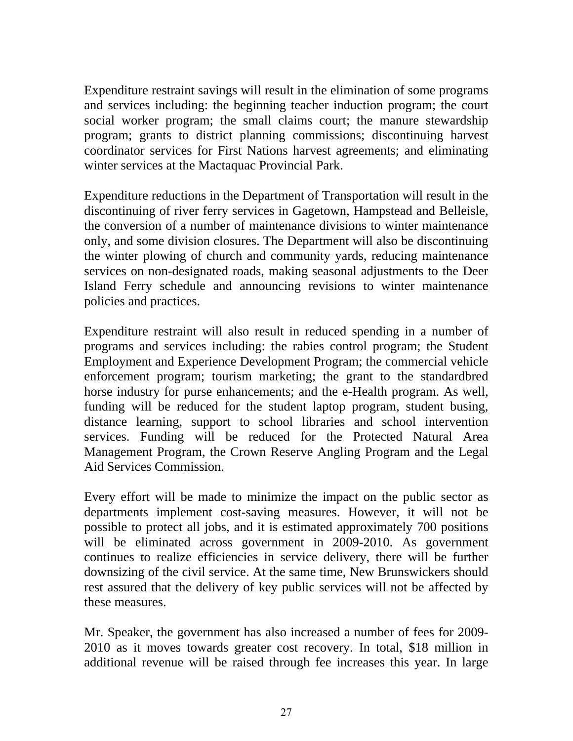Expenditure restraint savings will result in the elimination of some programs and services including: the beginning teacher induction program; the court social worker program; the small claims court; the manure stewardship program; grants to district planning commissions; discontinuing harvest coordinator services for First Nations harvest agreements; and eliminating winter services at the Mactaquac Provincial Park.

Expenditure reductions in the Department of Transportation will result in the discontinuing of river ferry services in Gagetown, Hampstead and Belleisle, the conversion of a number of maintenance divisions to winter maintenance only, and some division closures. The Department will also be discontinuing the winter plowing of church and community yards, reducing maintenance services on non-designated roads, making seasonal adjustments to the Deer Island Ferry schedule and announcing revisions to winter maintenance policies and practices.

Expenditure restraint will also result in reduced spending in a number of programs and services including: the rabies control program; the Student Employment and Experience Development Program; the commercial vehicle enforcement program; tourism marketing; the grant to the standardbred horse industry for purse enhancements; and the e-Health program. As well, funding will be reduced for the student laptop program, student busing, distance learning, support to school libraries and school intervention services. Funding will be reduced for the Protected Natural Area Management Program, the Crown Reserve Angling Program and the Legal Aid Services Commission.

Every effort will be made to minimize the impact on the public sector as departments implement cost-saving measures. However, it will not be possible to protect all jobs, and it is estimated approximately 700 positions will be eliminated across government in 2009-2010. As government continues to realize efficiencies in service delivery, there will be further downsizing of the civil service. At the same time, New Brunswickers should rest assured that the delivery of key public services will not be affected by these measures.

Mr. Speaker, the government has also increased a number of fees for 2009-2010 as it moves towards greater cost recovery. In total, $18 million in additional revenue will be raised through fee increases this year. In large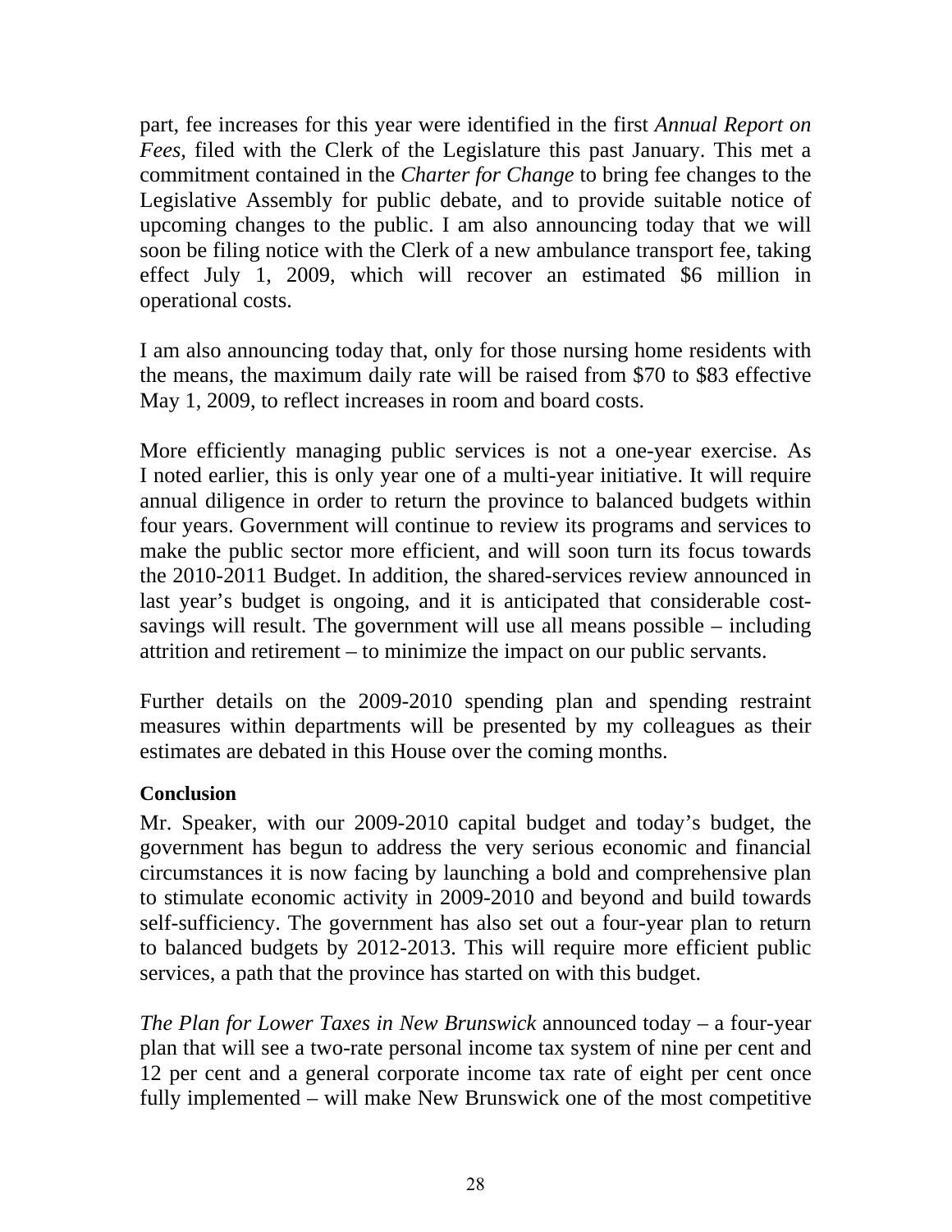part, fee increases for this year were identified in the first *Annual Report on Fees,* filed with the Clerk of the Legislature this past January. This met a commitment contained in the *Charter for Change* to bring fee changes to the Legislative Assembly for public debate, and to provide suitable notice of upcoming changes to the public. I am also announcing today that we will soon be filing notice with the Clerk of a new ambulance transport fee, taking effect July 1, 2009, which will recover an estimated $6 million in operational costs.

I am also announcing today that, only for those nursing home residents with the means, the maximum daily rate will be raised from $70 to $83 effective May 1, 2009, to reflect increases in room and board costs.

More efficiently managing public services is not a one-year exercise. As I noted earlier, this is only year one of a multi-year initiative. It will require annual diligence in order to return the province to balanced budgets within four years. Government will continue to review its programs and services to make the public sector more efficient, and will soon turn its focus towards the 2010-2011 Budget. In addition, the shared-services review announced in last year's budget is ongoing, and it is anticipated that considerable cost-savings will result. The government will use all means possible – including attrition and retirement – to minimize the impact on our public servants.

Further details on the 2009-2010 spending plan and spending restraint measures within departments will be presented by my colleagues as their estimates are debated in this House over the coming months.

**Conclusion**

Mr. Speaker, with our 2009-2010 capital budget and today's budget, the government has begun to address the very serious economic and financial circumstances it is now facing by launching a bold and comprehensive plan to stimulate economic activity in 2009-2010 and beyond and build towards self-sufficiency. The government has also set out a four-year plan to return to balanced budgets by 2012-2013. This will require more efficient public services, a path that the province has started on with this budget.

*The Plan for Lower Taxes in New Brunswick* announced today – a four-year plan that will see a two-rate personal income tax system of nine per cent and 12 per cent and a general corporate income tax rate of eight per cent once fully implemented – will make New Brunswick one of the most competitive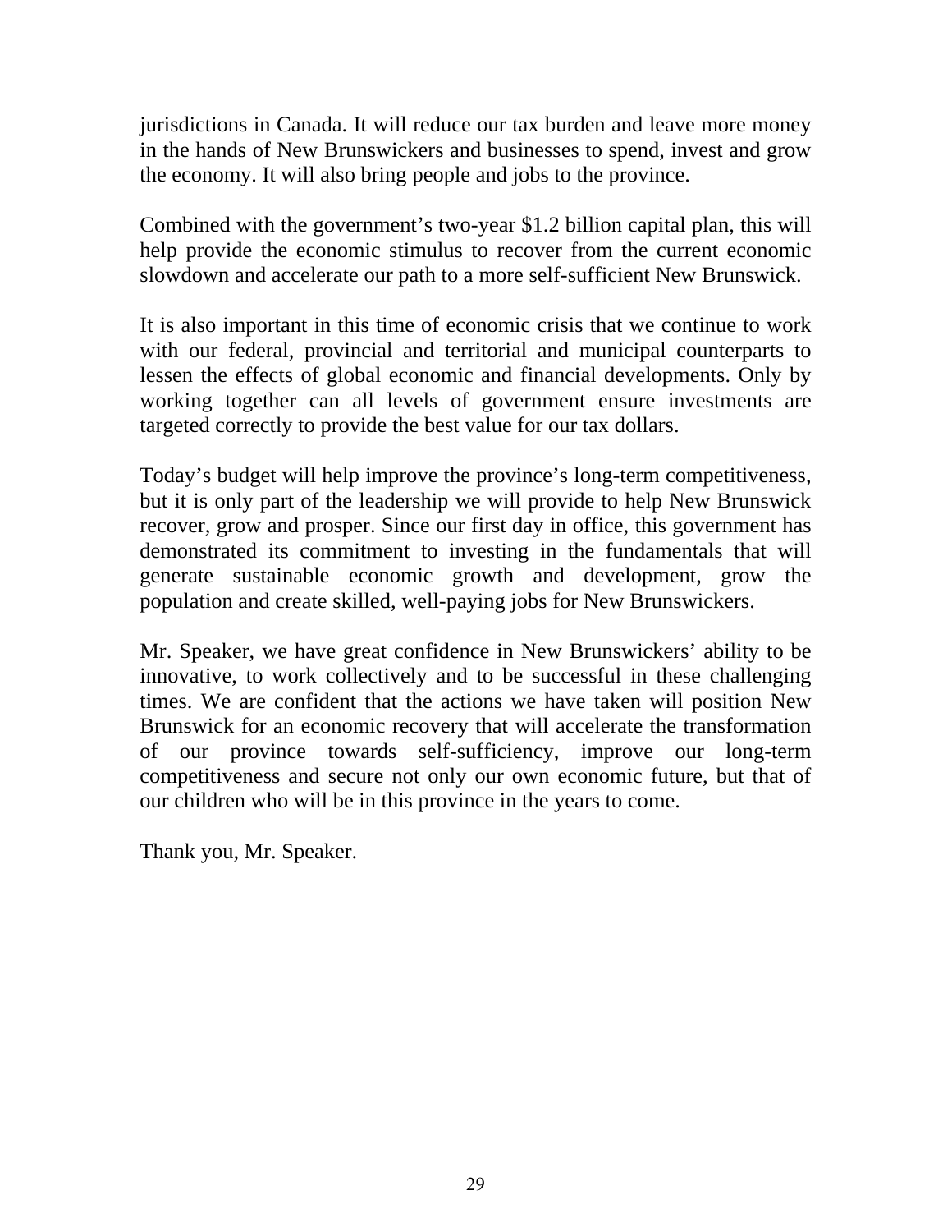jurisdictions in Canada. It will reduce our tax burden and leave more money in the hands of New Brunswickers and businesses to spend, invest and grow the economy. It will also bring people and jobs to the province.

Combined with the government’s two-year $1.2 billion capital plan, this will help provide the economic stimulus to recover from the current economic slowdown and accelerate our path to a more self-sufficient New Brunswick.

It is also important in this time of economic crisis that we continue to work with our federal, provincial and territorial and municipal counterparts to lessen the effects of global economic and financial developments. Only by working together can all levels of government ensure investments are targeted correctly to provide the best value for our tax dollars.

Today’s budget will help improve the province’s long-term competitiveness, but it is only part of the leadership we will provide to help New Brunswick recover, grow and prosper. Since our first day in office, this government has demonstrated its commitment to investing in the fundamentals that will generate sustainable economic growth and development, grow the population and create skilled, well-paying jobs for New Brunswickers.

Mr. Speaker, we have great confidence in New Brunswickers’ ability to be innovative, to work collectively and to be successful in these challenging times. We are confident that the actions we have taken will position New Brunswick for an economic recovery that will accelerate the transformation of our province towards self-sufficiency, improve our long-term competitiveness and secure not only our own economic future, but that of our children who will be in this province in the years to come.

Thank you, Mr. Speaker.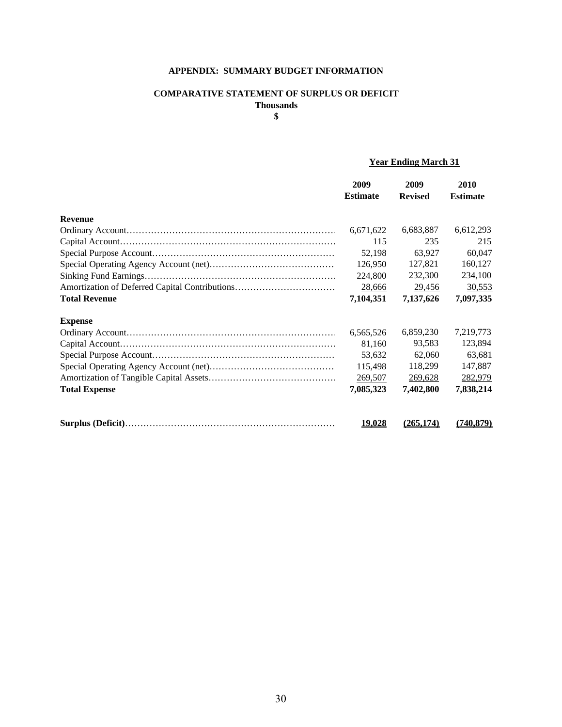**APPENDIX: SUMMARY BUDGET INFORMATION**

**COMPARATIVE STATEMENT OF SURPLUS OR DEFICIT**
**Thousands**
**$**

| | Year Ending March 31 | | |
|---|---|---|---|
| | **2009 Estimate** | **2009 Revised** | **2010 Estimate** |
| **Revenue** | | | |
| Ordinary Account | 6,671,622 | 6,683,887 | 6,612,293 |
| Capital Account | 115 | 235 | 215 |
| Special Purpose Account | 52,198 | 63,927 | 60,047 |
| Special Operating Agency Account (net) | 126,950 | 127,821 | 160,127 |
| Sinking Fund Earnings | 224,800 | 232,300 | 234,100 |
| Amortization of Deferred Capital Contributions | 28,666 | 29,456 | 30,553 |
| **Total Revenue** | **7,104,351** | **7,137,626** | **7,097,335** |
| **Expense** | | | |
| Ordinary Account | 6,565,526 | 6,859,230 | 7,219,773 |
| Capital Account | 81,160 | 93,583 | 123,894 |
| Special Purpose Account | 53,632 | 62,060 | 63,681 |
| Special Operating Agency Account (net) | 115,498 | 118,299 | 147,887 |
| Amortization of Tangible Capital Assets | 269,507 | 269,628 | 282,979 |
| **Total Expense** | **7,085,323** | **7,402,800** | **7,838,214** |
| **Surplus (Deficit)** | **19,028** | **(265,174)** | **(740,879)** |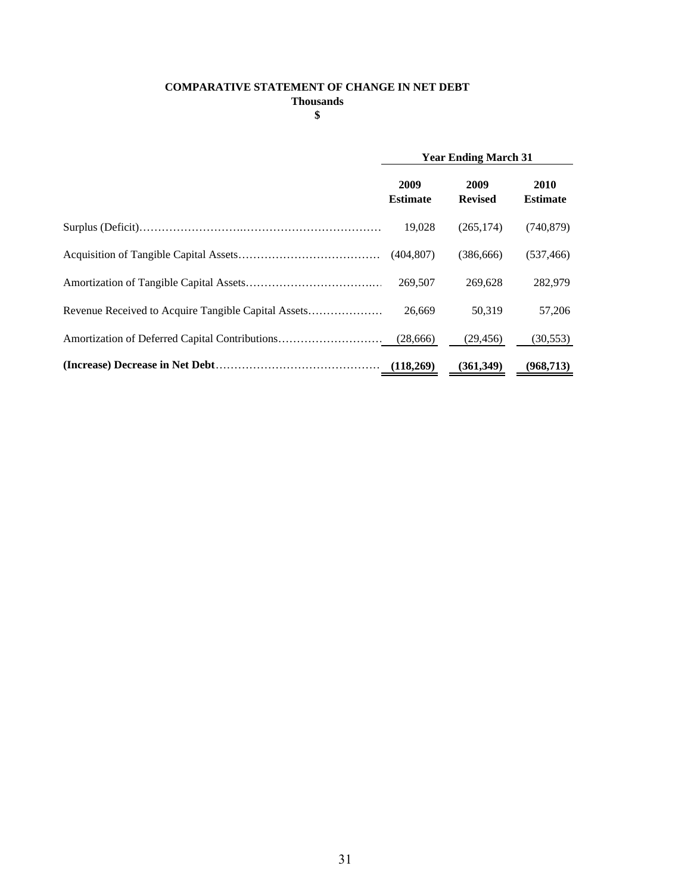**COMPARATIVE STATEMENT OF CHANGE IN NET DEBT**

**Thousands**

**$**

| | Year Ending March 31 | | |
|---|---|---|---|
| | **2009 Estimate** | **2009 Revised** | **2010 Estimate** |
| Surplus (Deficit) | 19,028 | (265,174) | (740,879) |
| Acquisition of Tangible Capital Assets | (404,807) | (386,666) | (537,466) |
| Amortization of Tangible Capital Assets | 269,507 | 269,628 | 282,979 |
| Revenue Received to Acquire Tangible Capital Assets | 26,669 | 50,319 | 57,206 |
| Amortization of Deferred Capital Contributions | (28,666) | (29,456) | (30,553) |
| **(Increase) Decrease in Net Debt** | **(118,269)** | **(361,349)** | **(968,713)** |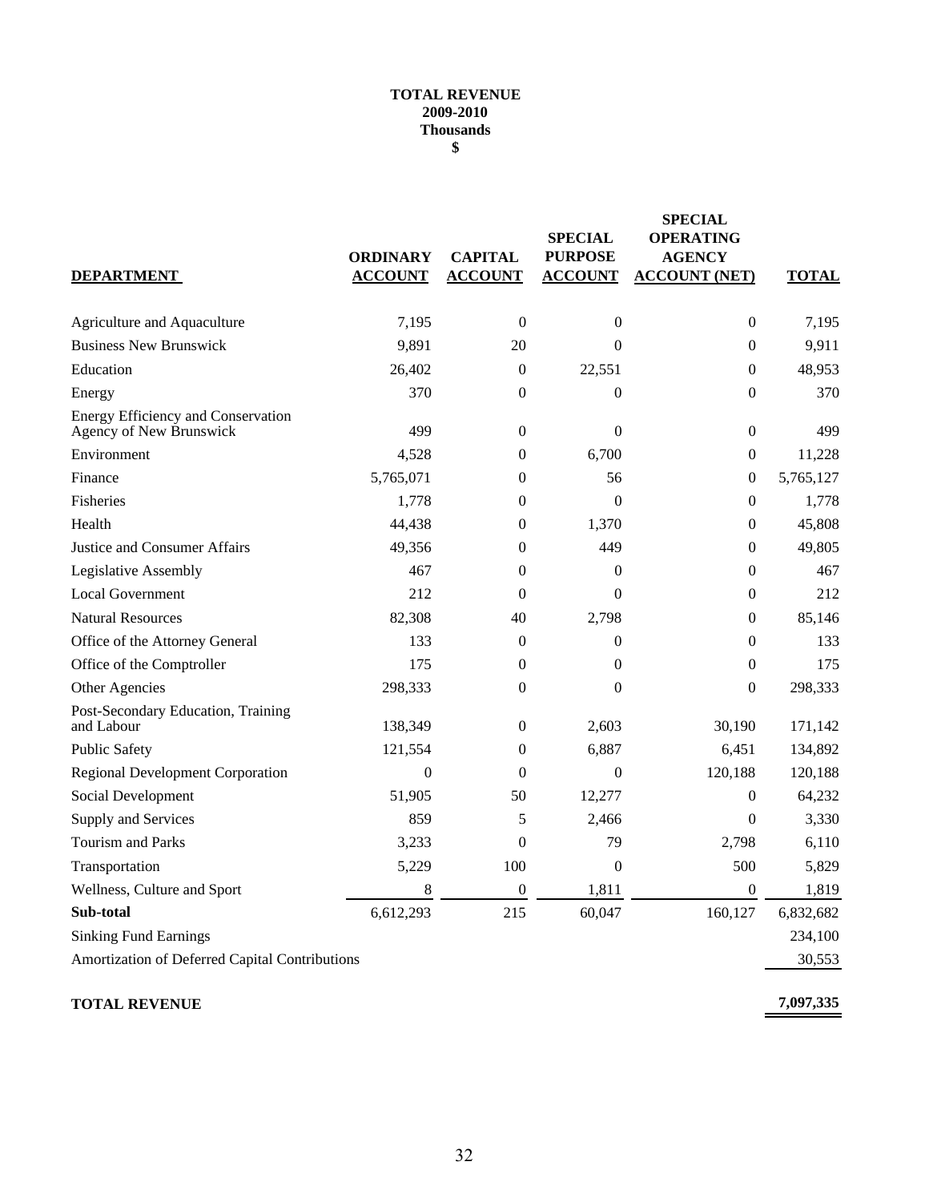**TOTAL REVENUE**
**2009-2010**
**Thousands**
**$**

| DEPARTMENT | ORDINARY ACCOUNT | CAPITAL ACCOUNT | SPECIAL PURPOSE ACCOUNT | SPECIAL OPERATING AGENCY ACCOUNT (NET) | TOTAL |
|---|---|---|---|---|---|
| Agriculture and Aquaculture | 7,195 | 0 | 0 | 0 | 7,195 |
| Business New Brunswick | 9,891 | 20 | 0 | 0 | 9,911 |
| Education | 26,402 | 0 | 22,551 | 0 | 48,953 |
| Energy | 370 | 0 | 0 | 0 | 370 |
| Energy Efficiency and Conservation Agency of New Brunswick | 499 | 0 | 0 | 0 | 499 |
| Environment | 4,528 | 0 | 6,700 | 0 | 11,228 |
| Finance | 5,765,071 | 0 | 56 | 0 | 5,765,127 |
| Fisheries | 1,778 | 0 | 0 | 0 | 1,778 |
| Health | 44,438 | 0 | 1,370 | 0 | 45,808 |
| Justice and Consumer Affairs | 49,356 | 0 | 449 | 0 | 49,805 |
| Legislative Assembly | 467 | 0 | 0 | 0 | 467 |
| Local Government | 212 | 0 | 0 | 0 | 212 |
| Natural Resources | 82,308 | 40 | 2,798 | 0 | 85,146 |
| Office of the Attorney General | 133 | 0 | 0 | 0 | 133 |
| Office of the Comptroller | 175 | 0 | 0 | 0 | 175 |
| Other Agencies | 298,333 | 0 | 0 | 0 | 298,333 |
| Post-Secondary Education, Training and Labour | 138,349 | 0 | 2,603 | 30,190 | 171,142 |
| Public Safety | 121,554 | 0 | 6,887 | 6,451 | 134,892 |
| Regional Development Corporation | 0 | 0 | 0 | 120,188 | 120,188 |
| Social Development | 51,905 | 50 | 12,277 | 0 | 64,232 |
| Supply and Services | 859 | 5 | 2,466 | 0 | 3,330 |
| Tourism and Parks | 3,233 | 0 | 79 | 2,798 | 6,110 |
| Transportation | 5,229 | 100 | 0 | 500 | 5,829 |
| Wellness, Culture and Sport | 8 | 0 | 1,811 | 0 | 1,819 |
| **Sub-total** | 6,612,293 | 215 | 60,047 | 160,127 | 6,832,682 |
| Sinking Fund Earnings | | | | | 234,100 |
| Amortization of Deferred Capital Contributions | | | | | 30,553 |
| **TOTAL REVENUE** | | | | | **7,097,335** |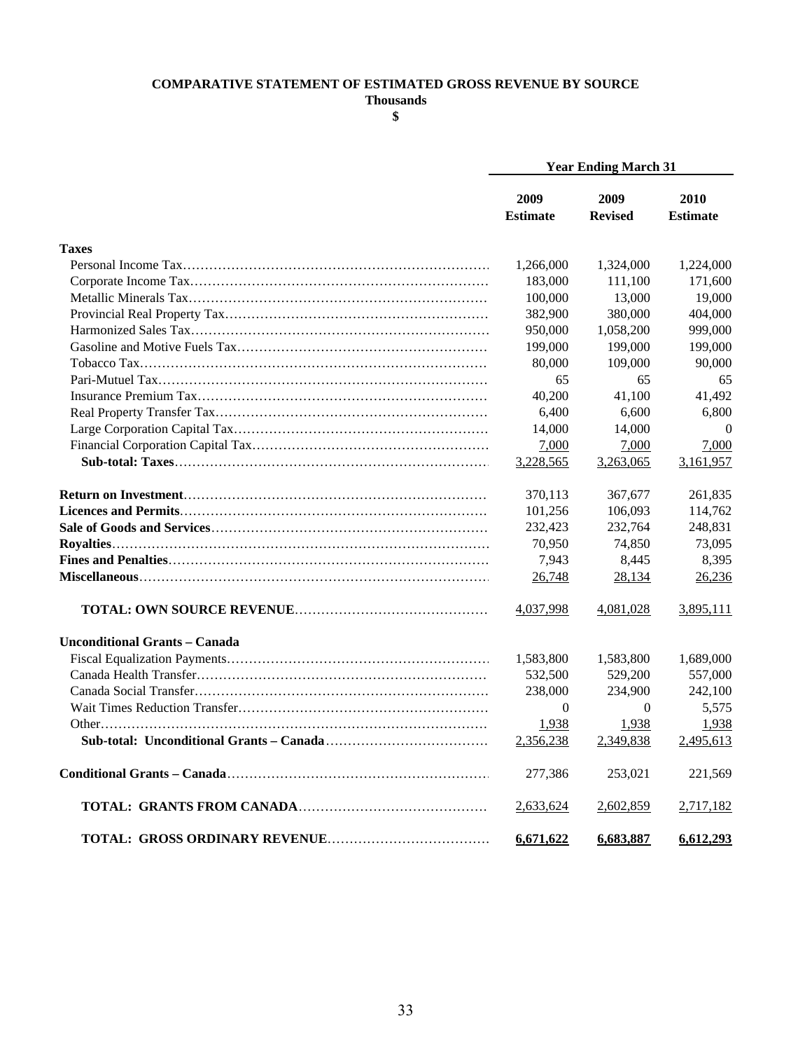**COMPARATIVE STATEMENT OF ESTIMATED GROSS REVENUE BY SOURCE**
**Thousands**
**$**

| | Year Ending March 31 | | |
|---|---|---|---|
| | **2009 Estimate** | **2009 Revised** | **2010 Estimate** |
| **Taxes** | | | |
| Personal Income Tax | 1,266,000 | 1,324,000 | 1,224,000 |
| Corporate Income Tax | 183,000 | 111,100 | 171,600 |
| Metallic Minerals Tax | 100,000 | 13,000 | 19,000 |
| Provincial Real Property Tax | 382,900 | 380,000 | 404,000 |
| Harmonized Sales Tax | 950,000 | 1,058,200 | 999,000 |
| Gasoline and Motive Fuels Tax | 199,000 | 199,000 | 199,000 |
| Tobacco Tax | 80,000 | 109,000 | 90,000 |
| Pari-Mutuel Tax | 65 | 65 | 65 |
| Insurance Premium Tax | 40,200 | 41,100 | 41,492 |
| Real Property Transfer Tax | 6,400 | 6,600 | 6,800 |
| Large Corporation Capital Tax | 14,000 | 14,000 | 0 |
| Financial Corporation Capital Tax | 7,000 | 7,000 | 7,000 |
| **Sub-total: Taxes** | 3,228,565 | 3,263,065 | 3,161,957 |
| **Return on Investment** | 370,113 | 367,677 | 261,835 |
| **Licences and Permits** | 101,256 | 106,093 | 114,762 |
| **Sale of Goods and Services** | 232,423 | 232,764 | 248,831 |
| **Royalties** | 70,950 | 74,850 | 73,095 |
| **Fines and Penalties** | 7,943 | 8,445 | 8,395 |
| **Miscellaneous** | 26,748 | 28,134 | 26,236 |
| **TOTAL: OWN SOURCE REVENUE** | 4,037,998 | 4,081,028 | 3,895,111 |
| **Unconditional Grants – Canada** | | | |
| Fiscal Equalization Payments | 1,583,800 | 1,583,800 | 1,689,000 |
| Canada Health Transfer | 532,500 | 529,200 | 557,000 |
| Canada Social Transfer | 238,000 | 234,900 | 242,100 |
| Wait Times Reduction Transfer | 0 | 0 | 5,575 |
| Other | 1,938 | 1,938 | 1,938 |
| **Sub-total: Unconditional Grants – Canada** | 2,356,238 | 2,349,838 | 2,495,613 |
| **Conditional Grants – Canada** | 277,386 | 253,021 | 221,569 |
| **TOTAL: GRANTS FROM CANADA** | 2,633,624 | 2,602,859 | 2,717,182 |
| **TOTAL: GROSS ORDINARY REVENUE** | **6,671,622** | **6,683,887** | **6,612,293** |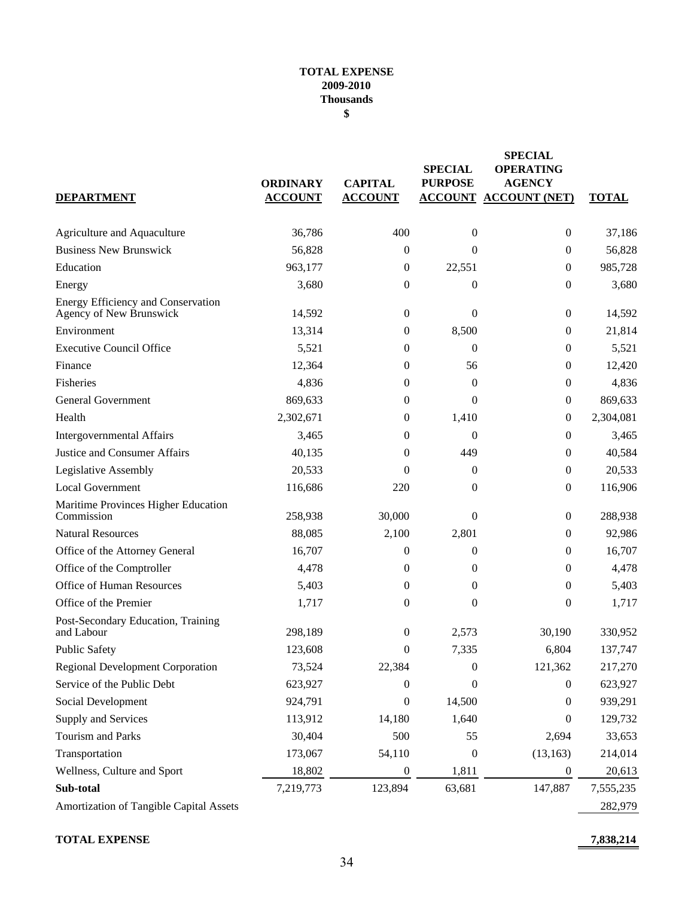**TOTAL EXPENSE**
**2009-2010**
**Thousands**
**$**

| DEPARTMENT | ORDINARY ACCOUNT | CAPITAL ACCOUNT | SPECIAL PURPOSE ACCOUNT | SPECIAL OPERATING AGENCY ACCOUNT (NET) | TOTAL |
|---|---|---|---|---|---|
| Agriculture and Aquaculture | 36,786 | 400 | 0 | 0 | 37,186 |
| Business New Brunswick | 56,828 | 0 | 0 | 0 | 56,828 |
| Education | 963,177 | 0 | 22,551 | 0 | 985,728 |
| Energy | 3,680 | 0 | 0 | 0 | 3,680 |
| Energy Efficiency and Conservation Agency of New Brunswick | 14,592 | 0 | 0 | 0 | 14,592 |
| Environment | 13,314 | 0 | 8,500 | 0 | 21,814 |
| Executive Council Office | 5,521 | 0 | 0 | 0 | 5,521 |
| Finance | 12,364 | 0 | 56 | 0 | 12,420 |
| Fisheries | 4,836 | 0 | 0 | 0 | 4,836 |
| General Government | 869,633 | 0 | 0 | 0 | 869,633 |
| Health | 2,302,671 | 0 | 1,410 | 0 | 2,304,081 |
| Intergovernmental Affairs | 3,465 | 0 | 0 | 0 | 3,465 |
| Justice and Consumer Affairs | 40,135 | 0 | 449 | 0 | 40,584 |
| Legislative Assembly | 20,533 | 0 | 0 | 0 | 20,533 |
| Local Government | 116,686 | 220 | 0 | 0 | 116,906 |
| Maritime Provinces Higher Education Commission | 258,938 | 30,000 | 0 | 0 | 288,938 |
| Natural Resources | 88,085 | 2,100 | 2,801 | 0 | 92,986 |
| Office of the Attorney General | 16,707 | 0 | 0 | 0 | 16,707 |
| Office of the Comptroller | 4,478 | 0 | 0 | 0 | 4,478 |
| Office of Human Resources | 5,403 | 0 | 0 | 0 | 5,403 |
| Office of the Premier | 1,717 | 0 | 0 | 0 | 1,717 |
| Post-Secondary Education, Training and Labour | 298,189 | 0 | 2,573 | 30,190 | 330,952 |
| Public Safety | 123,608 | 0 | 7,335 | 6,804 | 137,747 |
| Regional Development Corporation | 73,524 | 22,384 | 0 | 121,362 | 217,270 |
| Service of the Public Debt | 623,927 | 0 | 0 | 0 | 623,927 |
| Social Development | 924,791 | 0 | 14,500 | 0 | 939,291 |
| Supply and Services | 113,912 | 14,180 | 1,640 | 0 | 129,732 |
| Tourism and Parks | 30,404 | 500 | 55 | 2,694 | 33,653 |
| Transportation | 173,067 | 54,110 | 0 | (13,163) | 214,014 |
| Wellness, Culture and Sport | 18,802 | 0 | 1,811 | 0 | 20,613 |
| **Sub-total** | 7,219,773 | 123,894 | 63,681 | 147,887 | 7,555,235 |
| Amortization of Tangible Capital Assets | | | | | 282,979 |
| **TOTAL EXPENSE** | | | | | **7,838,214** |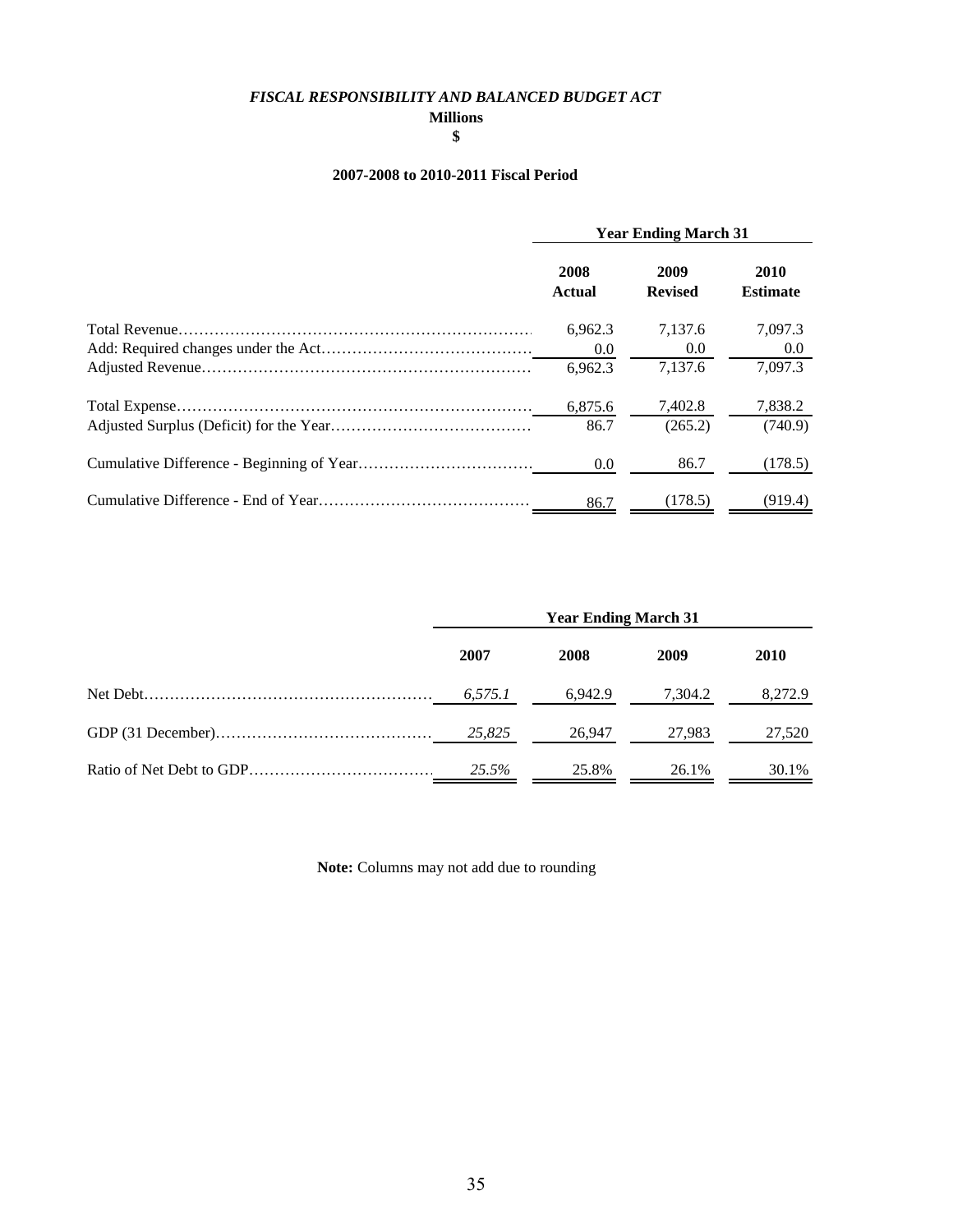*FISCAL RESPONSIBILITY AND BALANCED BUDGET ACT*

**Millions**

**$**

**2007-2008 to 2010-2011 Fiscal Period**

| | Year Ending March 31 | | |
|---|---|---|---|
| | **2008 Actual** | **2009 Revised** | **2010 Estimate** |
| Total Revenue | 6,962.3 | 7,137.6 | 7,097.3 |
| Add: Required changes under the Act | 0.0 | 0.0 | 0.0 |
| Adjusted Revenue | 6,962.3 | 7,137.6 | 7,097.3 |
| Total Expense | 6,875.6 | 7,402.8 | 7,838.2 |
| Adjusted Surplus (Deficit) for the Year | 86.7 | (265.2) | (740.9) |
| Cumulative Difference - Beginning of Year | 0.0 | 86.7 | (178.5) |
| Cumulative Difference - End of Year | 86.7 | (178.5) | (919.4) |

| | Year Ending March 31 | | | |
|---|---|---|---|---|
| | **2007** | **2008** | **2009** | **2010** |
| Net Debt | *6,575.1* | 6,942.9 | 7,304.2 | 8,272.9 |
| GDP (31 December) | *25,825* | 26,947 | 27,983 | 27,520 |
| Ratio of Net Debt to GDP | *25.5%* | 25.8% | 26.1% | 30.1% |

**Note:** Columns may not add due to rounding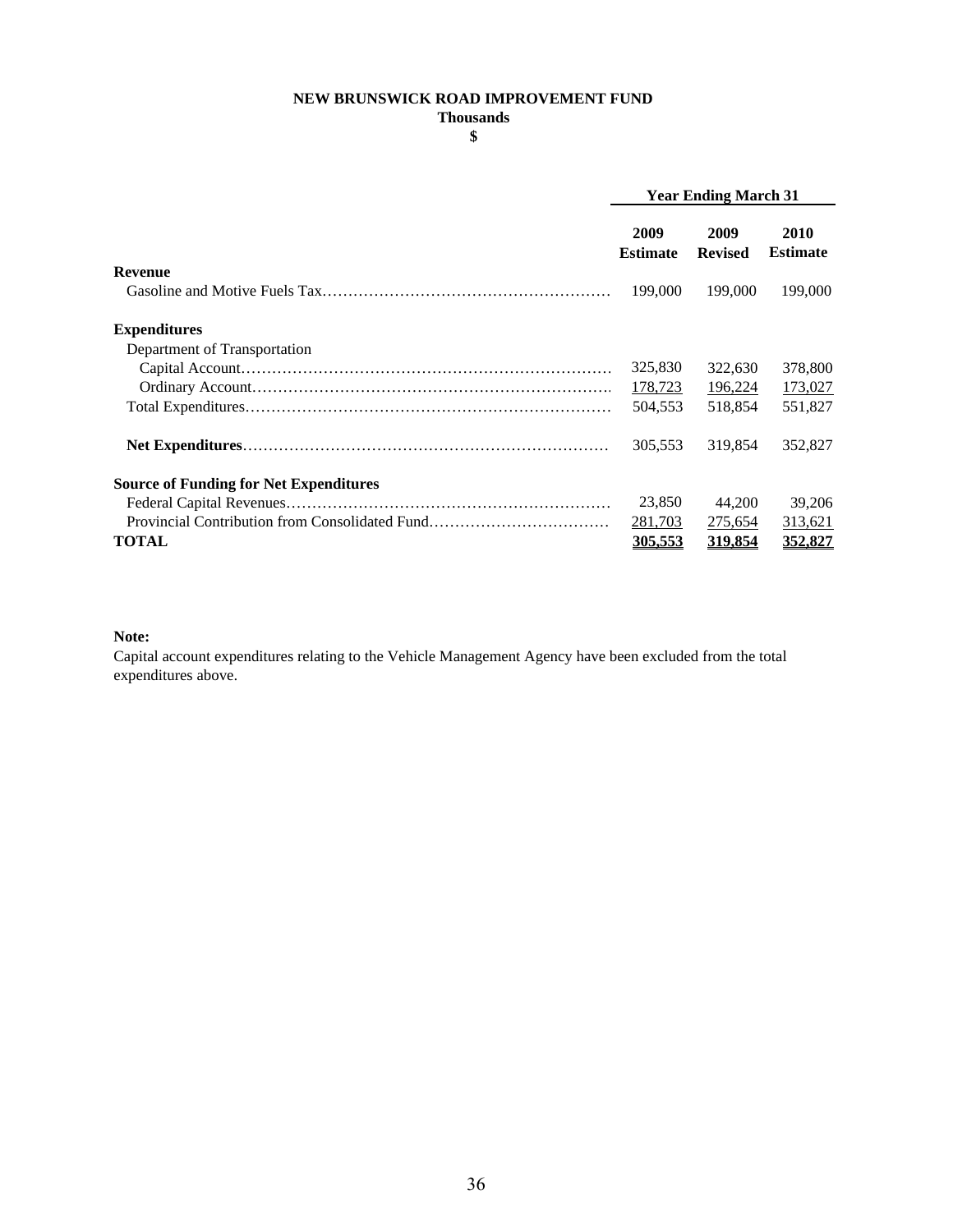**NEW BRUNSWICK ROAD IMPROVEMENT FUND**
**Thousands**
**$**

| | Year Ending March 31 | | |
|---|---|---|---|
| | **2009 Estimate** | **2009 Revised** | **2010 Estimate** |
| **Revenue** | | | |
| Gasoline and Motive Fuels Tax | 199,000 | 199,000 | 199,000 |
| **Expenditures** | | | |
| Department of Transportation | | | |
| Capital Account | 325,830 | 322,630 | 378,800 |
| Ordinary Account | 178,723 | 196,224 | 173,027 |
| Total Expenditures | 504,553 | 518,854 | 551,827 |
| **Net Expenditures** | 305,553 | 319,854 | 352,827 |
| **Source of Funding for Net Expenditures** | | | |
| Federal Capital Revenues | 23,850 | 44,200 | 39,206 |
| Provincial Contribution from Consolidated Fund | 281,703 | 275,654 | 313,621 |
| **TOTAL** | **305,553** | **319,854** | **352,827** |

**Note:**

Capital account expenditures relating to the Vehicle Management Agency have been excluded from the total expenditures above.